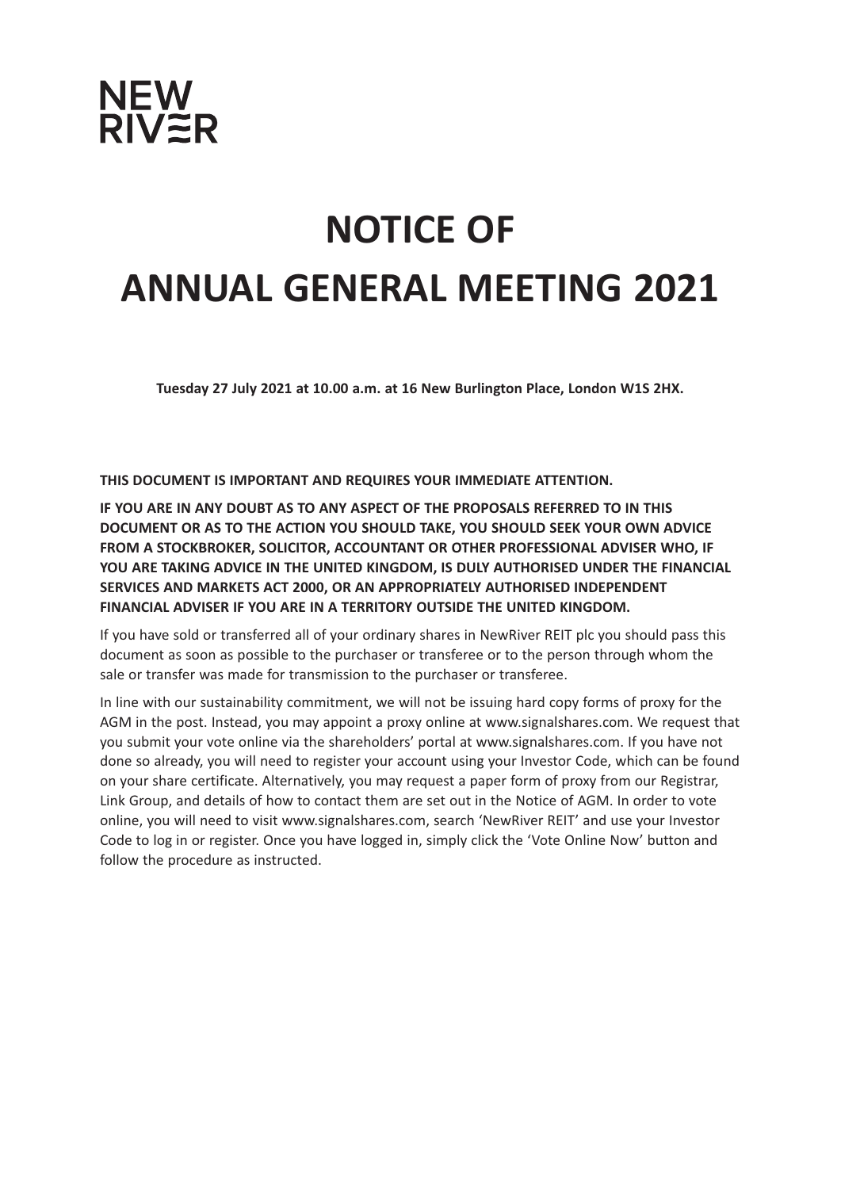NEW
RIVER

# NOTICE OF ANNUAL GENERAL MEETING 2021

**Tuesday 27 July 2021 at 10.00 a.m. at 16 New Burlington Place, London W1S 2HX.**

**THIS DOCUMENT IS IMPORTANT AND REQUIRES YOUR IMMEDIATE ATTENTION.**

**IF YOU ARE IN ANY DOUBT AS TO ANY ASPECT OF THE PROPOSALS REFERRED TO IN THIS DOCUMENT OR AS TO THE ACTION YOU SHOULD TAKE, YOU SHOULD SEEK YOUR OWN ADVICE FROM A STOCKBROKER, SOLICITOR, ACCOUNTANT OR OTHER PROFESSIONAL ADVISER WHO, IF YOU ARE TAKING ADVICE IN THE UNITED KINGDOM, IS DULY AUTHORISED UNDER THE FINANCIAL SERVICES AND MARKETS ACT 2000, OR AN APPROPRIATELY AUTHORISED INDEPENDENT FINANCIAL ADVISER IF YOU ARE IN A TERRITORY OUTSIDE THE UNITED KINGDOM.**

If you have sold or transferred all of your ordinary shares in NewRiver REIT plc you should pass this document as soon as possible to the purchaser or transferee or to the person through whom the sale or transfer was made for transmission to the purchaser or transferee.

In line with our sustainability commitment, we will not be issuing hard copy forms of proxy for the AGM in the post. Instead, you may appoint a proxy online at www.signalshares.com. We request that you submit your vote online via the shareholders' portal at www.signalshares.com. If you have not done so already, you will need to register your account using your Investor Code, which can be found on your share certificate. Alternatively, you may request a paper form of proxy from our Registrar, Link Group, and details of how to contact them are set out in the Notice of AGM. In order to vote online, you will need to visit www.signalshares.com, search 'NewRiver REIT' and use your Investor Code to log in or register. Once you have logged in, simply click the 'Vote Online Now' button and follow the procedure as instructed.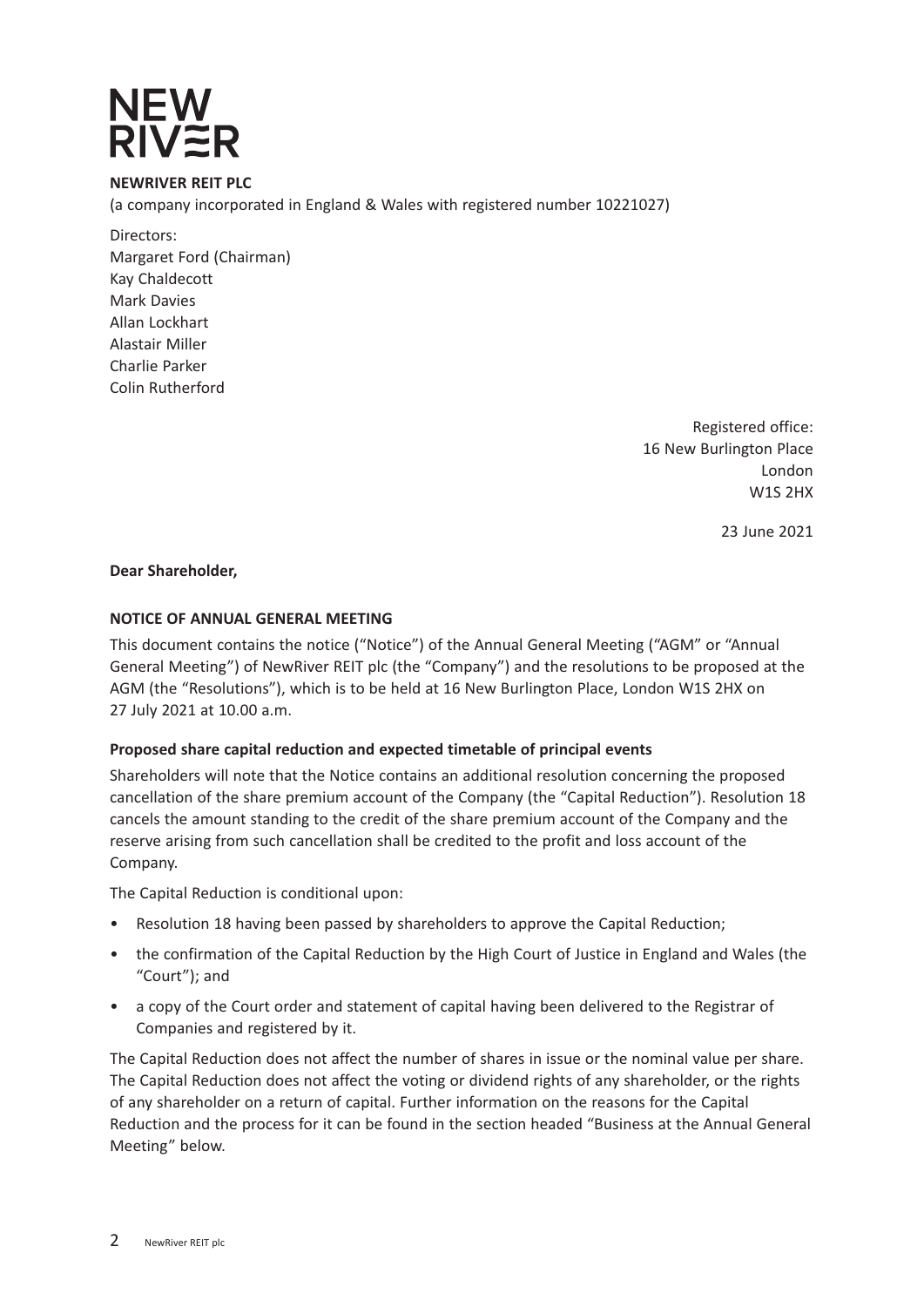NEW RIVER

**NEWRIVER REIT PLC**

(a company incorporated in England & Wales with registered number 10221027)

Directors:
Margaret Ford (Chairman)
Kay Chaldecott
Mark Davies
Allan Lockhart
Alastair Miller
Charlie Parker
Colin Rutherford

Registered office:
16 New Burlington Place
London
W1S 2HX

23 June 2021

**Dear Shareholder,**

**NOTICE OF ANNUAL GENERAL MEETING**

This document contains the notice ("Notice") of the Annual General Meeting ("AGM" or "Annual General Meeting") of NewRiver REIT plc (the "Company") and the resolutions to be proposed at the AGM (the "Resolutions"), which is to be held at 16 New Burlington Place, London W1S 2HX on 27 July 2021 at 10.00 a.m.

**Proposed share capital reduction and expected timetable of principal events**

Shareholders will note that the Notice contains an additional resolution concerning the proposed cancellation of the share premium account of the Company (the "Capital Reduction"). Resolution 18 cancels the amount standing to the credit of the share premium account of the Company and the reserve arising from such cancellation shall be credited to the profit and loss account of the Company.

The Capital Reduction is conditional upon:

- Resolution 18 having been passed by shareholders to approve the Capital Reduction;
- the confirmation of the Capital Reduction by the High Court of Justice in England and Wales (the "Court"); and
- a copy of the Court order and statement of capital having been delivered to the Registrar of Companies and registered by it.

The Capital Reduction does not affect the number of shares in issue or the nominal value per share. The Capital Reduction does not affect the voting or dividend rights of any shareholder, or the rights of any shareholder on a return of capital. Further information on the reasons for the Capital Reduction and the process for it can be found in the section headed "Business at the Annual General Meeting" below.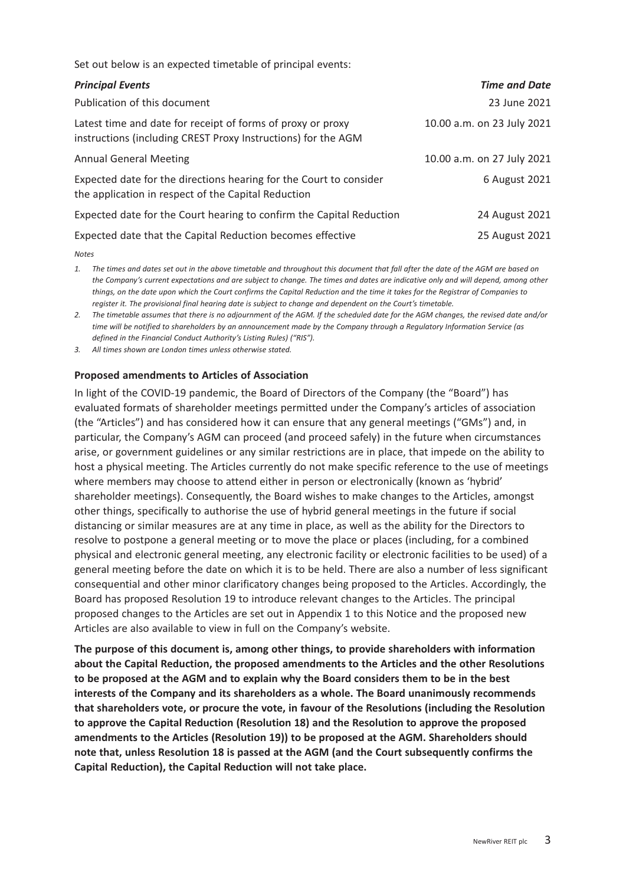Set out below is an expected timetable of principal events:

| *Principal Events* | *Time and Date* |
| --- | --- |
| Publication of this document | 23 June 2021 |
| Latest time and date for receipt of forms of proxy or proxy instructions (including CREST Proxy Instructions) for the AGM | 10.00 a.m. on 23 July 2021 |
| Annual General Meeting | 10.00 a.m. on 27 July 2021 |
| Expected date for the directions hearing for the Court to consider the application in respect of the Capital Reduction | 6 August 2021 |
| Expected date for the Court hearing to confirm the Capital Reduction | 24 August 2021 |
| Expected date that the Capital Reduction becomes effective | 25 August 2021 |

*Notes*

1. *The times and dates set out in the above timetable and throughout this document that fall after the date of the AGM are based on the Company's current expectations and are subject to change. The times and dates are indicative only and will depend, among other things, on the date upon which the Court confirms the Capital Reduction and the time it takes for the Registrar of Companies to register it. The provisional final hearing date is subject to change and dependent on the Court's timetable.*
2. *The timetable assumes that there is no adjournment of the AGM. If the scheduled date for the AGM changes, the revised date and/or time will be notified to shareholders by an announcement made by the Company through a Regulatory Information Service (as defined in the Financial Conduct Authority's Listing Rules) ("RIS").*
3. *All times shown are London times unless otherwise stated.*

**Proposed amendments to Articles of Association**

In light of the COVID-19 pandemic, the Board of Directors of the Company (the "Board") has evaluated formats of shareholder meetings permitted under the Company's articles of association (the "Articles") and has considered how it can ensure that any general meetings ("GMs") and, in particular, the Company's AGM can proceed (and proceed safely) in the future when circumstances arise, or government guidelines or any similar restrictions are in place, that impede on the ability to host a physical meeting. The Articles currently do not make specific reference to the use of meetings where members may choose to attend either in person or electronically (known as 'hybrid' shareholder meetings). Consequently, the Board wishes to make changes to the Articles, amongst other things, specifically to authorise the use of hybrid general meetings in the future if social distancing or similar measures are at any time in place, as well as the ability for the Directors to resolve to postpone a general meeting or to move the place or places (including, for a combined physical and electronic general meeting, any electronic facility or electronic facilities to be used) of a general meeting before the date on which it is to be held. There are also a number of less significant consequential and other minor clarificatory changes being proposed to the Articles. Accordingly, the Board has proposed Resolution 19 to introduce relevant changes to the Articles. The principal proposed changes to the Articles are set out in Appendix 1 to this Notice and the proposed new Articles are also available to view in full on the Company's website.

**The purpose of this document is, among other things, to provide shareholders with information about the Capital Reduction, the proposed amendments to the Articles and the other Resolutions to be proposed at the AGM and to explain why the Board considers them to be in the best interests of the Company and its shareholders as a whole. The Board unanimously recommends that shareholders vote, or procure the vote, in favour of the Resolutions (including the Resolution to approve the Capital Reduction (Resolution 18) and the Resolution to approve the proposed amendments to the Articles (Resolution 19)) to be proposed at the AGM. Shareholders should note that, unless Resolution 18 is passed at the AGM (and the Court subsequently confirms the Capital Reduction), the Capital Reduction will not take place.**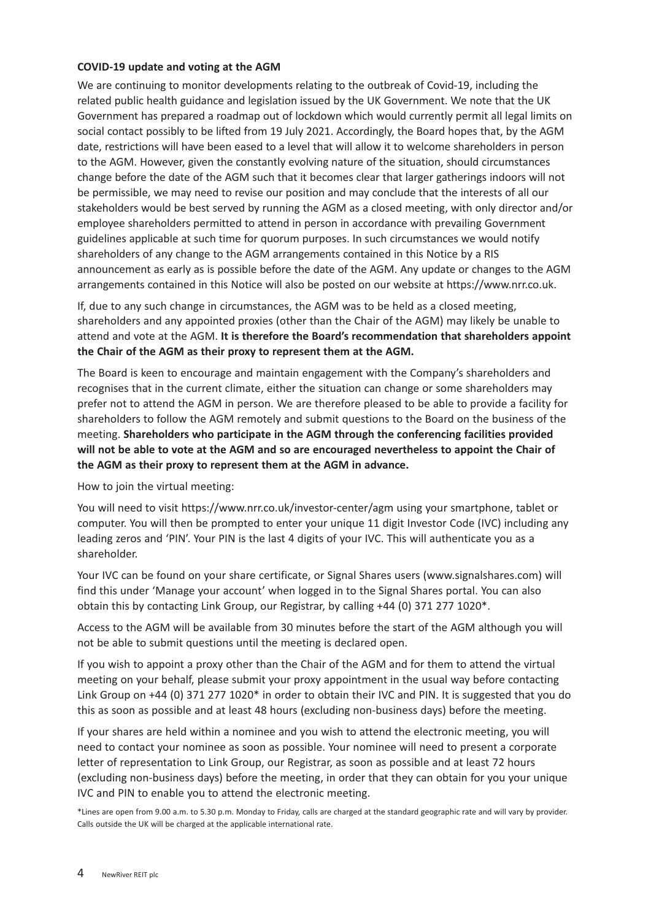**COVID-19 update and voting at the AGM**

We are continuing to monitor developments relating to the outbreak of Covid-19, including the related public health guidance and legislation issued by the UK Government. We note that the UK Government has prepared a roadmap out of lockdown which would currently permit all legal limits on social contact possibly to be lifted from 19 July 2021. Accordingly, the Board hopes that, by the AGM date, restrictions will have been eased to a level that will allow it to welcome shareholders in person to the AGM. However, given the constantly evolving nature of the situation, should circumstances change before the date of the AGM such that it becomes clear that larger gatherings indoors will not be permissible, we may need to revise our position and may conclude that the interests of all our stakeholders would be best served by running the AGM as a closed meeting, with only director and/or employee shareholders permitted to attend in person in accordance with prevailing Government guidelines applicable at such time for quorum purposes. In such circumstances we would notify shareholders of any change to the AGM arrangements contained in this Notice by a RIS announcement as early as is possible before the date of the AGM. Any update or changes to the AGM arrangements contained in this Notice will also be posted on our website at https://www.nrr.co.uk.

If, due to any such change in circumstances, the AGM was to be held as a closed meeting, shareholders and any appointed proxies (other than the Chair of the AGM) may likely be unable to attend and vote at the AGM. **It is therefore the Board's recommendation that shareholders appoint the Chair of the AGM as their proxy to represent them at the AGM.**

The Board is keen to encourage and maintain engagement with the Company's shareholders and recognises that in the current climate, either the situation can change or some shareholders may prefer not to attend the AGM in person. We are therefore pleased to be able to provide a facility for shareholders to follow the AGM remotely and submit questions to the Board on the business of the meeting. **Shareholders who participate in the AGM through the conferencing facilities provided will not be able to vote at the AGM and so are encouraged nevertheless to appoint the Chair of the AGM as their proxy to represent them at the AGM in advance.**

How to join the virtual meeting:

You will need to visit https://www.nrr.co.uk/investor-center/agm using your smartphone, tablet or computer. You will then be prompted to enter your unique 11 digit Investor Code (IVC) including any leading zeros and 'PIN'. Your PIN is the last 4 digits of your IVC. This will authenticate you as a shareholder.

Your IVC can be found on your share certificate, or Signal Shares users (www.signalshares.com) will find this under 'Manage your account' when logged in to the Signal Shares portal. You can also obtain this by contacting Link Group, our Registrar, by calling +44 (0) 371 277 1020*.

Access to the AGM will be available from 30 minutes before the start of the AGM although you will not be able to submit questions until the meeting is declared open.

If you wish to appoint a proxy other than the Chair of the AGM and for them to attend the virtual meeting on your behalf, please submit your proxy appointment in the usual way before contacting Link Group on +44 (0) 371 277 1020* in order to obtain their IVC and PIN. It is suggested that you do this as soon as possible and at least 48 hours (excluding non-business days) before the meeting.

If your shares are held within a nominee and you wish to attend the electronic meeting, you will need to contact your nominee as soon as possible. Your nominee will need to present a corporate letter of representation to Link Group, our Registrar, as soon as possible and at least 72 hours (excluding non-business days) before the meeting, in order that they can obtain for you your unique IVC and PIN to enable you to attend the electronic meeting.

*Lines are open from 9.00 a.m. to 5.30 p.m. Monday to Friday, calls are charged at the standard geographic rate and will vary by provider. Calls outside the UK will be charged at the applicable international rate.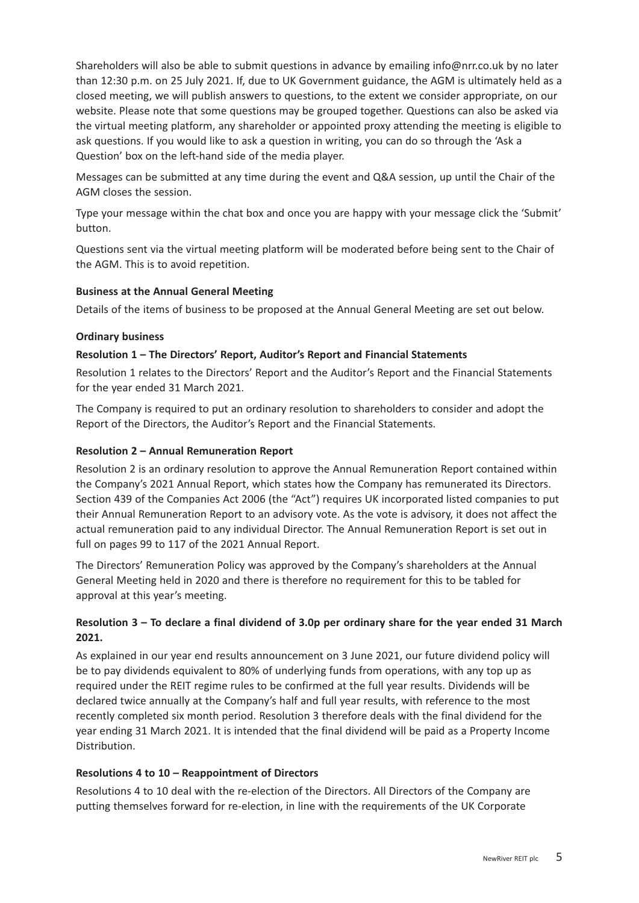Shareholders will also be able to submit questions in advance by emailing info@nrr.co.uk by no later than 12:30 p.m. on 25 July 2021. If, due to UK Government guidance, the AGM is ultimately held as a closed meeting, we will publish answers to questions, to the extent we consider appropriate, on our website. Please note that some questions may be grouped together. Questions can also be asked via the virtual meeting platform, any shareholder or appointed proxy attending the meeting is eligible to ask questions. If you would like to ask a question in writing, you can do so through the 'Ask a Question' box on the left-hand side of the media player.

Messages can be submitted at any time during the event and Q&A session, up until the Chair of the AGM closes the session.

Type your message within the chat box and once you are happy with your message click the 'Submit' button.

Questions sent via the virtual meeting platform will be moderated before being sent to the Chair of the AGM. This is to avoid repetition.

**Business at the Annual General Meeting**

Details of the items of business to be proposed at the Annual General Meeting are set out below.

**Ordinary business**

**Resolution 1 – The Directors' Report, Auditor's Report and Financial Statements**

Resolution 1 relates to the Directors' Report and the Auditor's Report and the Financial Statements for the year ended 31 March 2021.

The Company is required to put an ordinary resolution to shareholders to consider and adopt the Report of the Directors, the Auditor's Report and the Financial Statements.

**Resolution 2 – Annual Remuneration Report**

Resolution 2 is an ordinary resolution to approve the Annual Remuneration Report contained within the Company's 2021 Annual Report, which states how the Company has remunerated its Directors. Section 439 of the Companies Act 2006 (the "Act") requires UK incorporated listed companies to put their Annual Remuneration Report to an advisory vote. As the vote is advisory, it does not affect the actual remuneration paid to any individual Director. The Annual Remuneration Report is set out in full on pages 99 to 117 of the 2021 Annual Report.

The Directors' Remuneration Policy was approved by the Company's shareholders at the Annual General Meeting held in 2020 and there is therefore no requirement for this to be tabled for approval at this year's meeting.

**Resolution 3 – To declare a final dividend of 3.0p per ordinary share for the year ended 31 March 2021.**

As explained in our year end results announcement on 3 June 2021, our future dividend policy will be to pay dividends equivalent to 80% of underlying funds from operations, with any top up as required under the REIT regime rules to be confirmed at the full year results. Dividends will be declared twice annually at the Company's half and full year results, with reference to the most recently completed six month period. Resolution 3 therefore deals with the final dividend for the year ending 31 March 2021. It is intended that the final dividend will be paid as a Property Income Distribution.

**Resolutions 4 to 10 – Reappointment of Directors**

Resolutions 4 to 10 deal with the re-election of the Directors. All Directors of the Company are putting themselves forward for re-election, in line with the requirements of the UK Corporate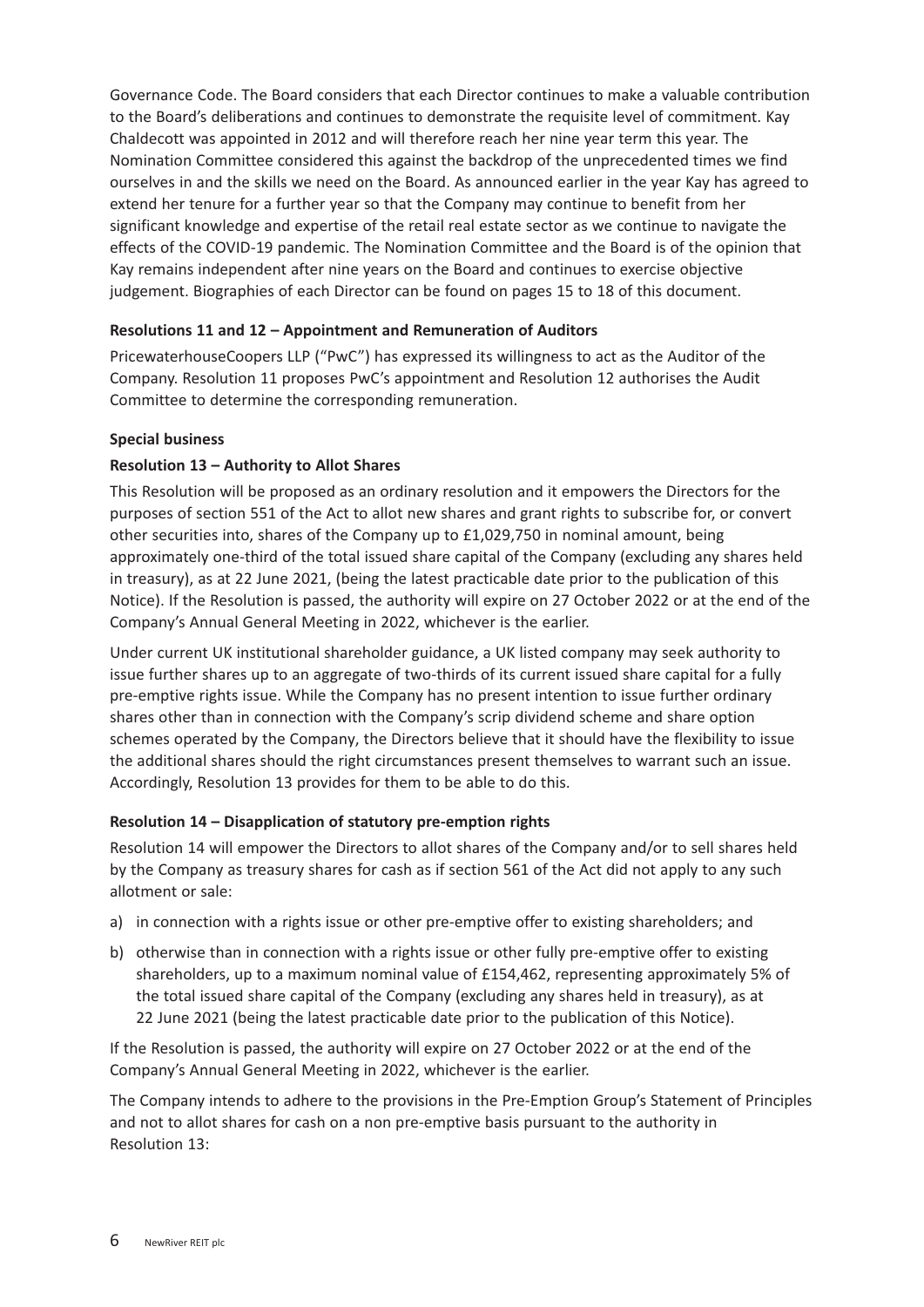Governance Code. The Board considers that each Director continues to make a valuable contribution to the Board's deliberations and continues to demonstrate the requisite level of commitment. Kay Chaldecott was appointed in 2012 and will therefore reach her nine year term this year. The Nomination Committee considered this against the backdrop of the unprecedented times we find ourselves in and the skills we need on the Board. As announced earlier in the year Kay has agreed to extend her tenure for a further year so that the Company may continue to benefit from her significant knowledge and expertise of the retail real estate sector as we continue to navigate the effects of the COVID-19 pandemic. The Nomination Committee and the Board is of the opinion that Kay remains independent after nine years on the Board and continues to exercise objective judgement. Biographies of each Director can be found on pages 15 to 18 of this document.

**Resolutions 11 and 12 – Appointment and Remuneration of Auditors**

PricewaterhouseCoopers LLP ("PwC") has expressed its willingness to act as the Auditor of the Company. Resolution 11 proposes PwC's appointment and Resolution 12 authorises the Audit Committee to determine the corresponding remuneration.

**Special business**

**Resolution 13 – Authority to Allot Shares**

This Resolution will be proposed as an ordinary resolution and it empowers the Directors for the purposes of section 551 of the Act to allot new shares and grant rights to subscribe for, or convert other securities into, shares of the Company up to £1,029,750 in nominal amount, being approximately one-third of the total issued share capital of the Company (excluding any shares held in treasury), as at 22 June 2021, (being the latest practicable date prior to the publication of this Notice). If the Resolution is passed, the authority will expire on 27 October 2022 or at the end of the Company's Annual General Meeting in 2022, whichever is the earlier.

Under current UK institutional shareholder guidance, a UK listed company may seek authority to issue further shares up to an aggregate of two-thirds of its current issued share capital for a fully pre-emptive rights issue. While the Company has no present intention to issue further ordinary shares other than in connection with the Company's scrip dividend scheme and share option schemes operated by the Company, the Directors believe that it should have the flexibility to issue the additional shares should the right circumstances present themselves to warrant such an issue. Accordingly, Resolution 13 provides for them to be able to do this.

**Resolution 14 – Disapplication of statutory pre-emption rights**

Resolution 14 will empower the Directors to allot shares of the Company and/or to sell shares held by the Company as treasury shares for cash as if section 561 of the Act did not apply to any such allotment or sale:

a) in connection with a rights issue or other pre-emptive offer to existing shareholders; and

b) otherwise than in connection with a rights issue or other fully pre-emptive offer to existing shareholders, up to a maximum nominal value of £154,462, representing approximately 5% of the total issued share capital of the Company (excluding any shares held in treasury), as at 22 June 2021 (being the latest practicable date prior to the publication of this Notice).

If the Resolution is passed, the authority will expire on 27 October 2022 or at the end of the Company's Annual General Meeting in 2022, whichever is the earlier.

The Company intends to adhere to the provisions in the Pre-Emption Group's Statement of Principles and not to allot shares for cash on a non pre-emptive basis pursuant to the authority in Resolution 13: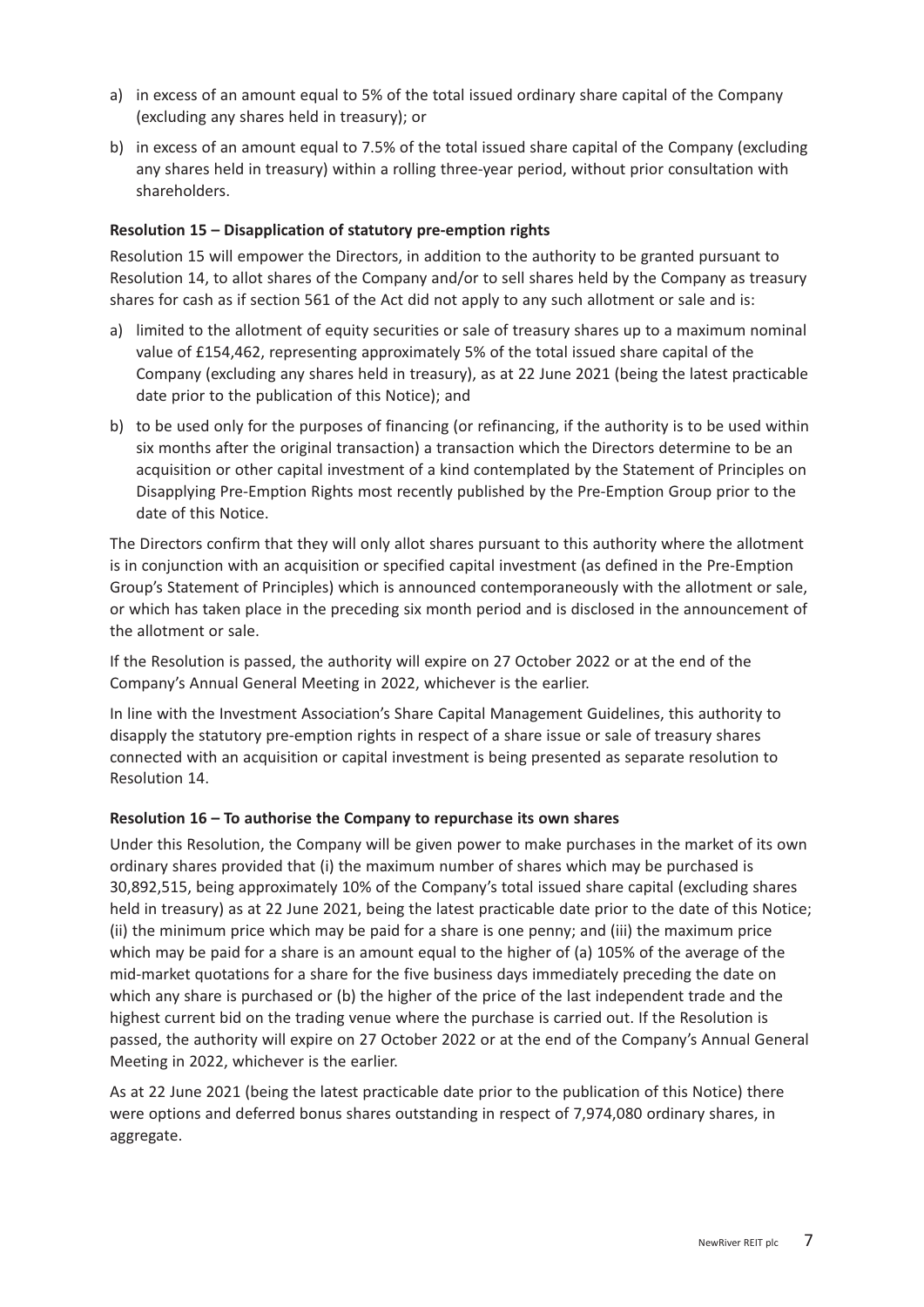a) in excess of an amount equal to 5% of the total issued ordinary share capital of the Company (excluding any shares held in treasury); or

b) in excess of an amount equal to 7.5% of the total issued share capital of the Company (excluding any shares held in treasury) within a rolling three-year period, without prior consultation with shareholders.

**Resolution 15 – Disapplication of statutory pre-emption rights**

Resolution 15 will empower the Directors, in addition to the authority to be granted pursuant to Resolution 14, to allot shares of the Company and/or to sell shares held by the Company as treasury shares for cash as if section 561 of the Act did not apply to any such allotment or sale and is:

a) limited to the allotment of equity securities or sale of treasury shares up to a maximum nominal value of £154,462, representing approximately 5% of the total issued share capital of the Company (excluding any shares held in treasury), as at 22 June 2021 (being the latest practicable date prior to the publication of this Notice); and

b) to be used only for the purposes of financing (or refinancing, if the authority is to be used within six months after the original transaction) a transaction which the Directors determine to be an acquisition or other capital investment of a kind contemplated by the Statement of Principles on Disapplying Pre-Emption Rights most recently published by the Pre-Emption Group prior to the date of this Notice.

The Directors confirm that they will only allot shares pursuant to this authority where the allotment is in conjunction with an acquisition or specified capital investment (as defined in the Pre-Emption Group's Statement of Principles) which is announced contemporaneously with the allotment or sale, or which has taken place in the preceding six month period and is disclosed in the announcement of the allotment or sale.

If the Resolution is passed, the authority will expire on 27 October 2022 or at the end of the Company's Annual General Meeting in 2022, whichever is the earlier.

In line with the Investment Association's Share Capital Management Guidelines, this authority to disapply the statutory pre-emption rights in respect of a share issue or sale of treasury shares connected with an acquisition or capital investment is being presented as separate resolution to Resolution 14.

**Resolution 16 – To authorise the Company to repurchase its own shares**

Under this Resolution, the Company will be given power to make purchases in the market of its own ordinary shares provided that (i) the maximum number of shares which may be purchased is 30,892,515, being approximately 10% of the Company's total issued share capital (excluding shares held in treasury) as at 22 June 2021, being the latest practicable date prior to the date of this Notice; (ii) the minimum price which may be paid for a share is one penny; and (iii) the maximum price which may be paid for a share is an amount equal to the higher of (a) 105% of the average of the mid-market quotations for a share for the five business days immediately preceding the date on which any share is purchased or (b) the higher of the price of the last independent trade and the highest current bid on the trading venue where the purchase is carried out. If the Resolution is passed, the authority will expire on 27 October 2022 or at the end of the Company's Annual General Meeting in 2022, whichever is the earlier.

As at 22 June 2021 (being the latest practicable date prior to the publication of this Notice) there were options and deferred bonus shares outstanding in respect of 7,974,080 ordinary shares, in aggregate.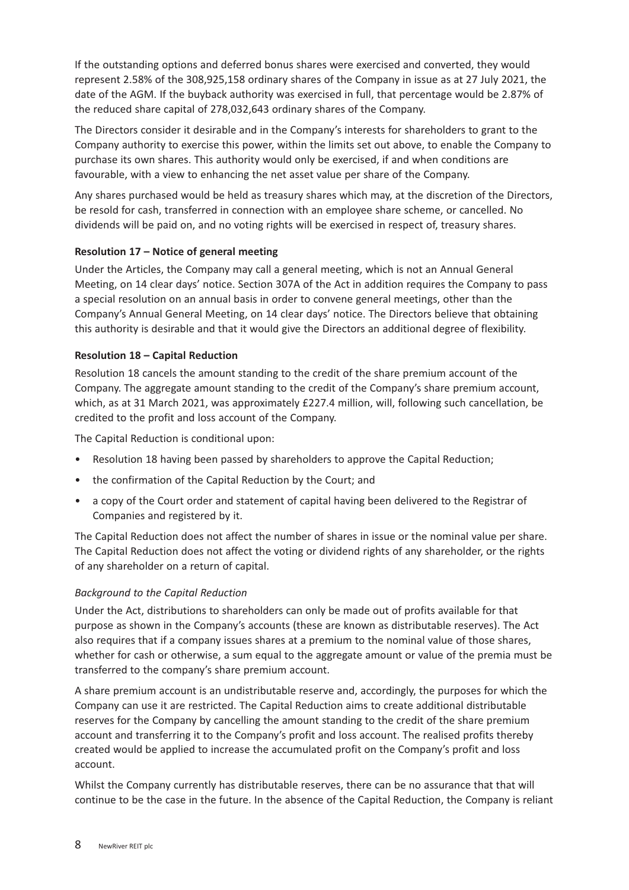If the outstanding options and deferred bonus shares were exercised and converted, they would represent 2.58% of the 308,925,158 ordinary shares of the Company in issue as at 27 July 2021, the date of the AGM. If the buyback authority was exercised in full, that percentage would be 2.87% of the reduced share capital of 278,032,643 ordinary shares of the Company.

The Directors consider it desirable and in the Company's interests for shareholders to grant to the Company authority to exercise this power, within the limits set out above, to enable the Company to purchase its own shares. This authority would only be exercised, if and when conditions are favourable, with a view to enhancing the net asset value per share of the Company.

Any shares purchased would be held as treasury shares which may, at the discretion of the Directors, be resold for cash, transferred in connection with an employee share scheme, or cancelled. No dividends will be paid on, and no voting rights will be exercised in respect of, treasury shares.

**Resolution 17 – Notice of general meeting**

Under the Articles, the Company may call a general meeting, which is not an Annual General Meeting, on 14 clear days' notice. Section 307A of the Act in addition requires the Company to pass a special resolution on an annual basis in order to convene general meetings, other than the Company's Annual General Meeting, on 14 clear days' notice. The Directors believe that obtaining this authority is desirable and that it would give the Directors an additional degree of flexibility.

**Resolution 18 – Capital Reduction**

Resolution 18 cancels the amount standing to the credit of the share premium account of the Company. The aggregate amount standing to the credit of the Company's share premium account, which, as at 31 March 2021, was approximately £227.4 million, will, following such cancellation, be credited to the profit and loss account of the Company.

The Capital Reduction is conditional upon:

- Resolution 18 having been passed by shareholders to approve the Capital Reduction;
- the confirmation of the Capital Reduction by the Court; and
- a copy of the Court order and statement of capital having been delivered to the Registrar of Companies and registered by it.

The Capital Reduction does not affect the number of shares in issue or the nominal value per share. The Capital Reduction does not affect the voting or dividend rights of any shareholder, or the rights of any shareholder on a return of capital.

*Background to the Capital Reduction*

Under the Act, distributions to shareholders can only be made out of profits available for that purpose as shown in the Company's accounts (these are known as distributable reserves). The Act also requires that if a company issues shares at a premium to the nominal value of those shares, whether for cash or otherwise, a sum equal to the aggregate amount or value of the premia must be transferred to the company's share premium account.

A share premium account is an undistributable reserve and, accordingly, the purposes for which the Company can use it are restricted. The Capital Reduction aims to create additional distributable reserves for the Company by cancelling the amount standing to the credit of the share premium account and transferring it to the Company's profit and loss account. The realised profits thereby created would be applied to increase the accumulated profit on the Company's profit and loss account.

Whilst the Company currently has distributable reserves, there can be no assurance that that will continue to be the case in the future. In the absence of the Capital Reduction, the Company is reliant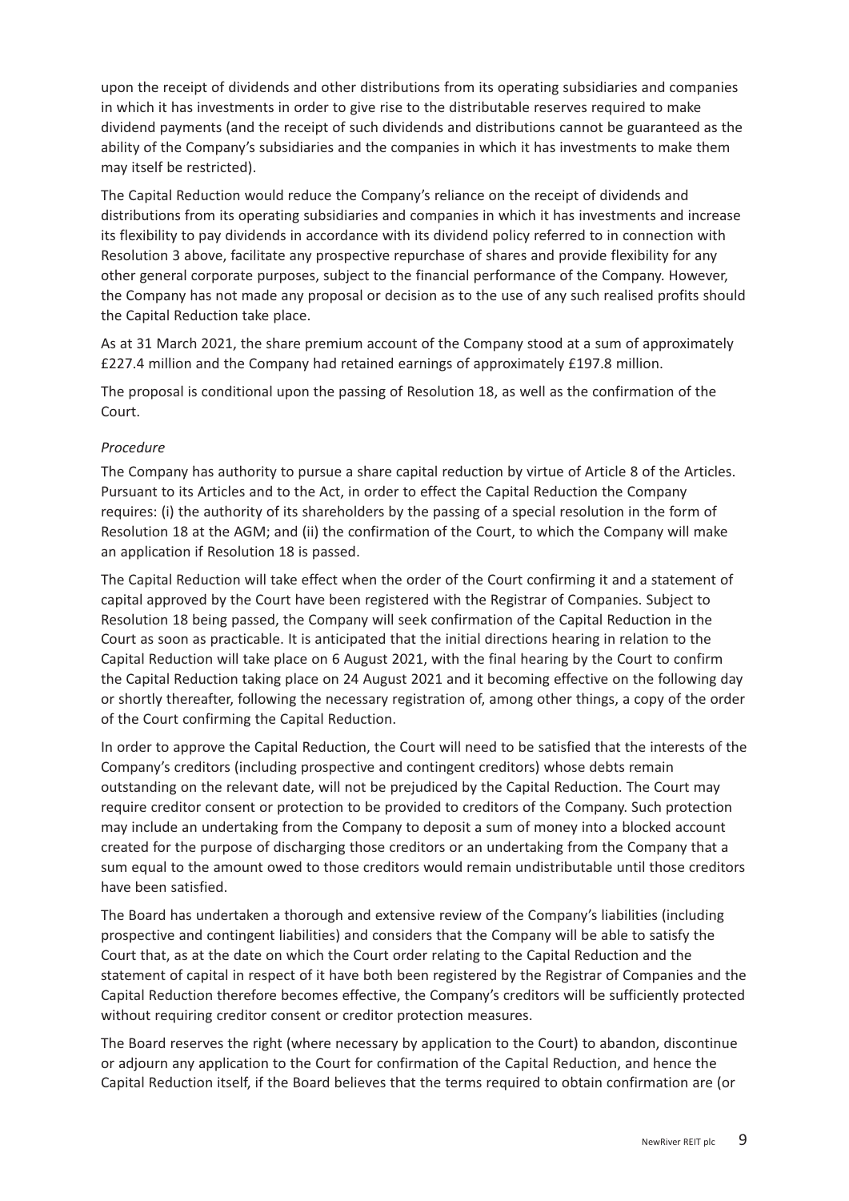upon the receipt of dividends and other distributions from its operating subsidiaries and companies in which it has investments in order to give rise to the distributable reserves required to make dividend payments (and the receipt of such dividends and distributions cannot be guaranteed as the ability of the Company's subsidiaries and the companies in which it has investments to make them may itself be restricted).

The Capital Reduction would reduce the Company's reliance on the receipt of dividends and distributions from its operating subsidiaries and companies in which it has investments and increase its flexibility to pay dividends in accordance with its dividend policy referred to in connection with Resolution 3 above, facilitate any prospective repurchase of shares and provide flexibility for any other general corporate purposes, subject to the financial performance of the Company. However, the Company has not made any proposal or decision as to the use of any such realised profits should the Capital Reduction take place.

As at 31 March 2021, the share premium account of the Company stood at a sum of approximately £227.4 million and the Company had retained earnings of approximately £197.8 million.

The proposal is conditional upon the passing of Resolution 18, as well as the confirmation of the Court.

*Procedure*

The Company has authority to pursue a share capital reduction by virtue of Article 8 of the Articles. Pursuant to its Articles and to the Act, in order to effect the Capital Reduction the Company requires: (i) the authority of its shareholders by the passing of a special resolution in the form of Resolution 18 at the AGM; and (ii) the confirmation of the Court, to which the Company will make an application if Resolution 18 is passed.

The Capital Reduction will take effect when the order of the Court confirming it and a statement of capital approved by the Court have been registered with the Registrar of Companies. Subject to Resolution 18 being passed, the Company will seek confirmation of the Capital Reduction in the Court as soon as practicable. It is anticipated that the initial directions hearing in relation to the Capital Reduction will take place on 6 August 2021, with the final hearing by the Court to confirm the Capital Reduction taking place on 24 August 2021 and it becoming effective on the following day or shortly thereafter, following the necessary registration of, among other things, a copy of the order of the Court confirming the Capital Reduction.

In order to approve the Capital Reduction, the Court will need to be satisfied that the interests of the Company's creditors (including prospective and contingent creditors) whose debts remain outstanding on the relevant date, will not be prejudiced by the Capital Reduction. The Court may require creditor consent or protection to be provided to creditors of the Company. Such protection may include an undertaking from the Company to deposit a sum of money into a blocked account created for the purpose of discharging those creditors or an undertaking from the Company that a sum equal to the amount owed to those creditors would remain undistributable until those creditors have been satisfied.

The Board has undertaken a thorough and extensive review of the Company's liabilities (including prospective and contingent liabilities) and considers that the Company will be able to satisfy the Court that, as at the date on which the Court order relating to the Capital Reduction and the statement of capital in respect of it have both been registered by the Registrar of Companies and the Capital Reduction therefore becomes effective, the Company's creditors will be sufficiently protected without requiring creditor consent or creditor protection measures.

The Board reserves the right (where necessary by application to the Court) to abandon, discontinue or adjourn any application to the Court for confirmation of the Capital Reduction, and hence the Capital Reduction itself, if the Board believes that the terms required to obtain confirmation are (or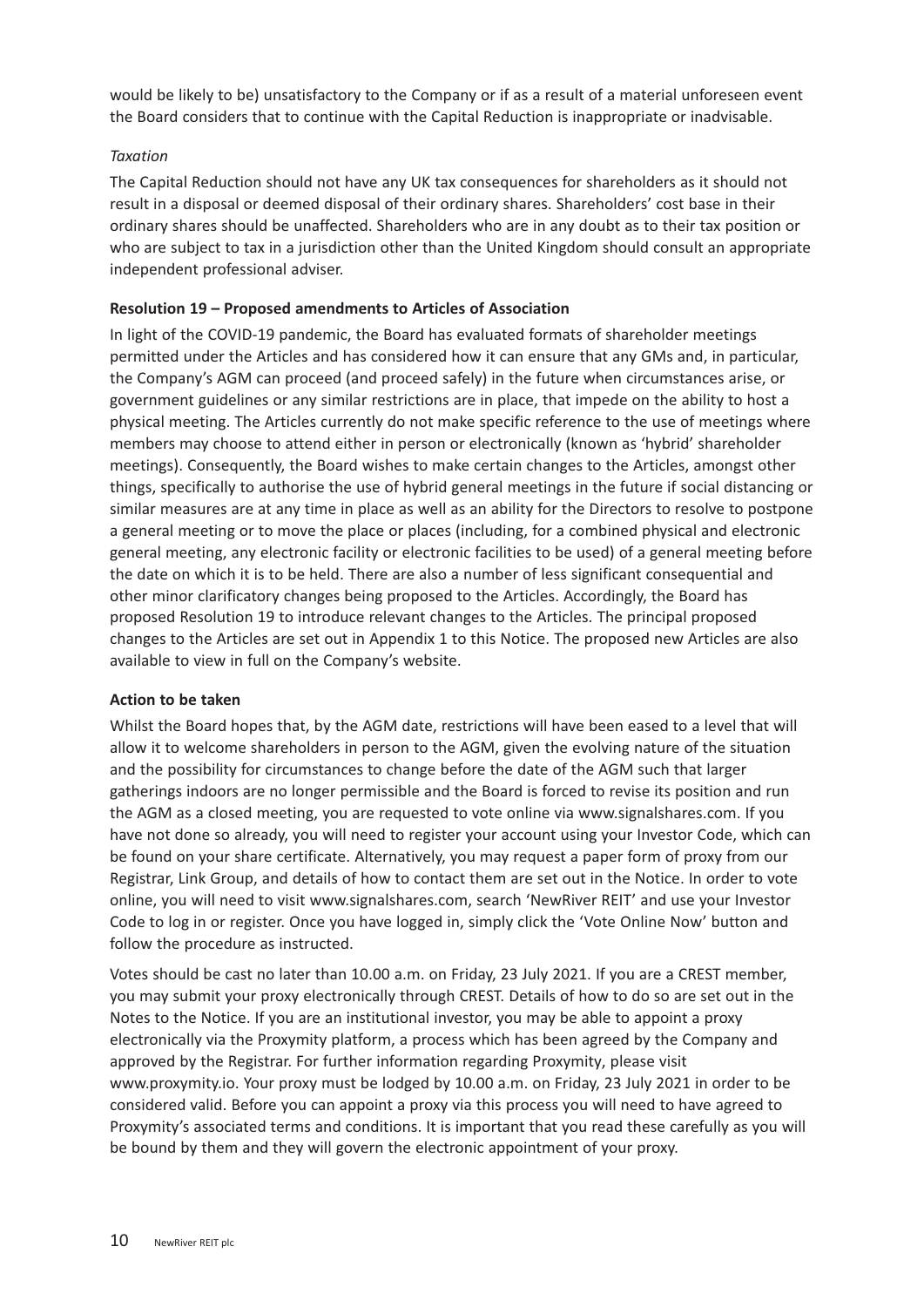would be likely to be) unsatisfactory to the Company or if as a result of a material unforeseen event the Board considers that to continue with the Capital Reduction is inappropriate or inadvisable.

*Taxation*

The Capital Reduction should not have any UK tax consequences for shareholders as it should not result in a disposal or deemed disposal of their ordinary shares. Shareholders' cost base in their ordinary shares should be unaffected. Shareholders who are in any doubt as to their tax position or who are subject to tax in a jurisdiction other than the United Kingdom should consult an appropriate independent professional adviser.

**Resolution 19 – Proposed amendments to Articles of Association**

In light of the COVID-19 pandemic, the Board has evaluated formats of shareholder meetings permitted under the Articles and has considered how it can ensure that any GMs and, in particular, the Company's AGM can proceed (and proceed safely) in the future when circumstances arise, or government guidelines or any similar restrictions are in place, that impede on the ability to host a physical meeting. The Articles currently do not make specific reference to the use of meetings where members may choose to attend either in person or electronically (known as 'hybrid' shareholder meetings). Consequently, the Board wishes to make certain changes to the Articles, amongst other things, specifically to authorise the use of hybrid general meetings in the future if social distancing or similar measures are at any time in place as well as an ability for the Directors to resolve to postpone a general meeting or to move the place or places (including, for a combined physical and electronic general meeting, any electronic facility or electronic facilities to be used) of a general meeting before the date on which it is to be held. There are also a number of less significant consequential and other minor clarificatory changes being proposed to the Articles. Accordingly, the Board has proposed Resolution 19 to introduce relevant changes to the Articles. The principal proposed changes to the Articles are set out in Appendix 1 to this Notice. The proposed new Articles are also available to view in full on the Company's website.

**Action to be taken**

Whilst the Board hopes that, by the AGM date, restrictions will have been eased to a level that will allow it to welcome shareholders in person to the AGM, given the evolving nature of the situation and the possibility for circumstances to change before the date of the AGM such that larger gatherings indoors are no longer permissible and the Board is forced to revise its position and run the AGM as a closed meeting, you are requested to vote online via www.signalshares.com. If you have not done so already, you will need to register your account using your Investor Code, which can be found on your share certificate. Alternatively, you may request a paper form of proxy from our Registrar, Link Group, and details of how to contact them are set out in the Notice. In order to vote online, you will need to visit www.signalshares.com, search 'NewRiver REIT' and use your Investor Code to log in or register. Once you have logged in, simply click the 'Vote Online Now' button and follow the procedure as instructed.

Votes should be cast no later than 10.00 a.m. on Friday, 23 July 2021. If you are a CREST member, you may submit your proxy electronically through CREST. Details of how to do so are set out in the Notes to the Notice. If you are an institutional investor, you may be able to appoint a proxy electronically via the Proxymity platform, a process which has been agreed by the Company and approved by the Registrar. For further information regarding Proxymity, please visit www.proxymity.io. Your proxy must be lodged by 10.00 a.m. on Friday, 23 July 2021 in order to be considered valid. Before you can appoint a proxy via this process you will need to have agreed to Proxymity's associated terms and conditions. It is important that you read these carefully as you will be bound by them and they will govern the electronic appointment of your proxy.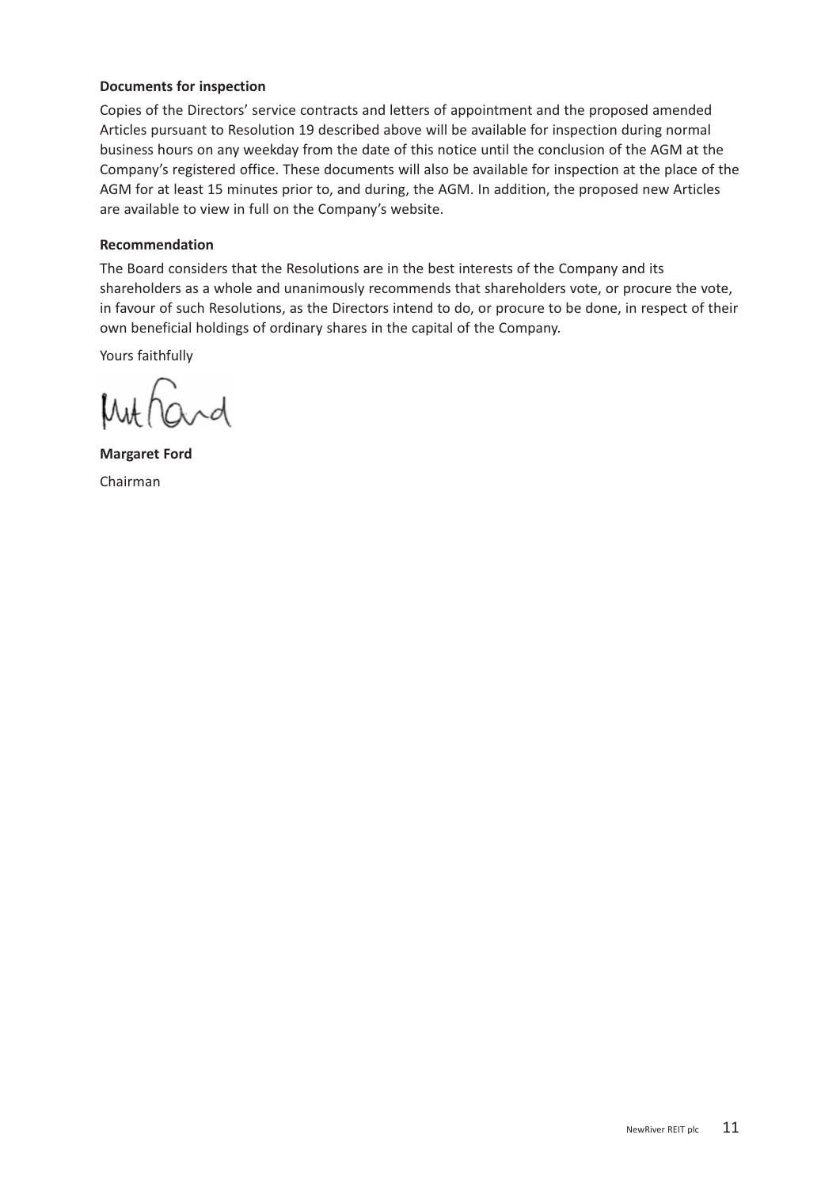**Documents for inspection**

Copies of the Directors' service contracts and letters of appointment and the proposed amended Articles pursuant to Resolution 19 described above will be available for inspection during normal business hours on any weekday from the date of this notice until the conclusion of the AGM at the Company's registered office. These documents will also be available for inspection at the place of the AGM for at least 15 minutes prior to, and during, the AGM. In addition, the proposed new Articles are available to view in full on the Company's website.

**Recommendation**

The Board considers that the Resolutions are in the best interests of the Company and its shareholders as a whole and unanimously recommends that shareholders vote, or procure the vote, in favour of such Resolutions, as the Directors intend to do, or procure to be done, in respect of their own beneficial holdings of ordinary shares in the capital of the Company.

Yours faithfully

**Margaret Ford**

Chairman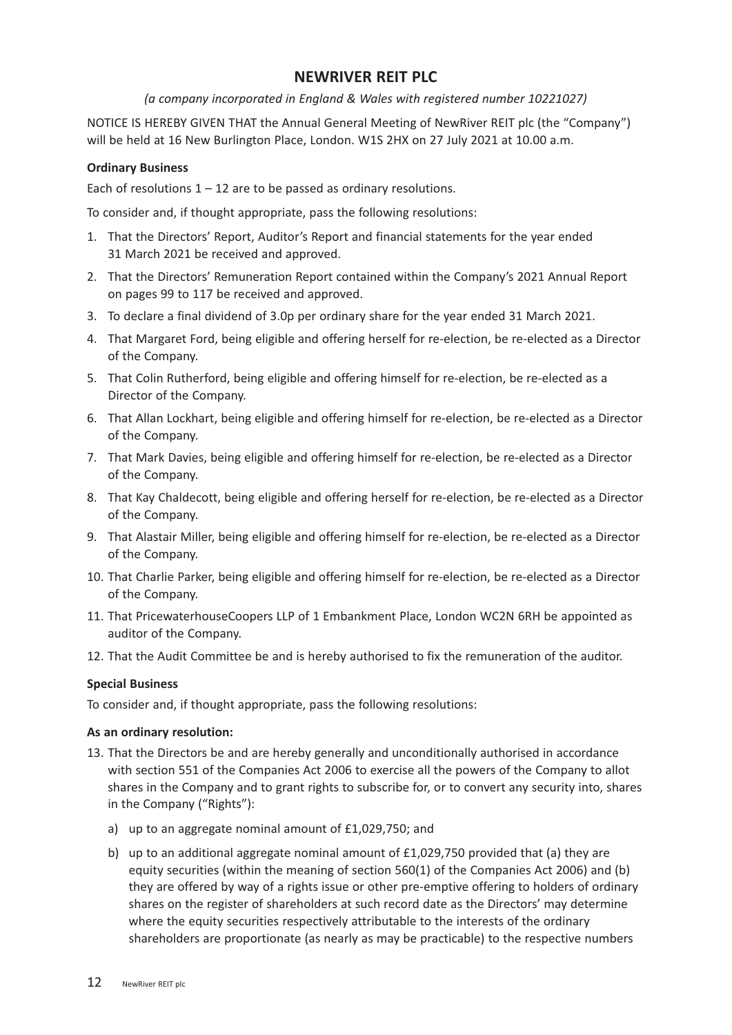# NEWRIVER REIT PLC

*(a company incorporated in England & Wales with registered number 10221027)*

NOTICE IS HEREBY GIVEN THAT the Annual General Meeting of NewRiver REIT plc (the "Company") will be held at 16 New Burlington Place, London. W1S 2HX on 27 July 2021 at 10.00 a.m.

**Ordinary Business**

Each of resolutions 1 – 12 are to be passed as ordinary resolutions.

To consider and, if thought appropriate, pass the following resolutions:

1. That the Directors' Report, Auditor's Report and financial statements for the year ended 31 March 2021 be received and approved.
2. That the Directors' Remuneration Report contained within the Company's 2021 Annual Report on pages 99 to 117 be received and approved.
3. To declare a final dividend of 3.0p per ordinary share for the year ended 31 March 2021.
4. That Margaret Ford, being eligible and offering herself for re-election, be re-elected as a Director of the Company.
5. That Colin Rutherford, being eligible and offering himself for re-election, be re-elected as a Director of the Company.
6. That Allan Lockhart, being eligible and offering himself for re-election, be re-elected as a Director of the Company.
7. That Mark Davies, being eligible and offering himself for re-election, be re-elected as a Director of the Company.
8. That Kay Chaldecott, being eligible and offering herself for re-election, be re-elected as a Director of the Company.
9. That Alastair Miller, being eligible and offering himself for re-election, be re-elected as a Director of the Company.
10. That Charlie Parker, being eligible and offering himself for re-election, be re-elected as a Director of the Company.
11. That PricewaterhouseCoopers LLP of 1 Embankment Place, London WC2N 6RH be appointed as auditor of the Company.
12. That the Audit Committee be and is hereby authorised to fix the remuneration of the auditor.

**Special Business**

To consider and, if thought appropriate, pass the following resolutions:

**As an ordinary resolution:**

13. That the Directors be and are hereby generally and unconditionally authorised in accordance with section 551 of the Companies Act 2006 to exercise all the powers of the Company to allot shares in the Company and to grant rights to subscribe for, or to convert any security into, shares in the Company ("Rights"):
    a) up to an aggregate nominal amount of £1,029,750; and
    b) up to an additional aggregate nominal amount of £1,029,750 provided that (a) they are equity securities (within the meaning of section 560(1) of the Companies Act 2006) and (b) they are offered by way of a rights issue or other pre-emptive offering to holders of ordinary shares on the register of shareholders at such record date as the Directors' may determine where the equity securities respectively attributable to the interests of the ordinary shareholders are proportionate (as nearly as may be practicable) to the respective numbers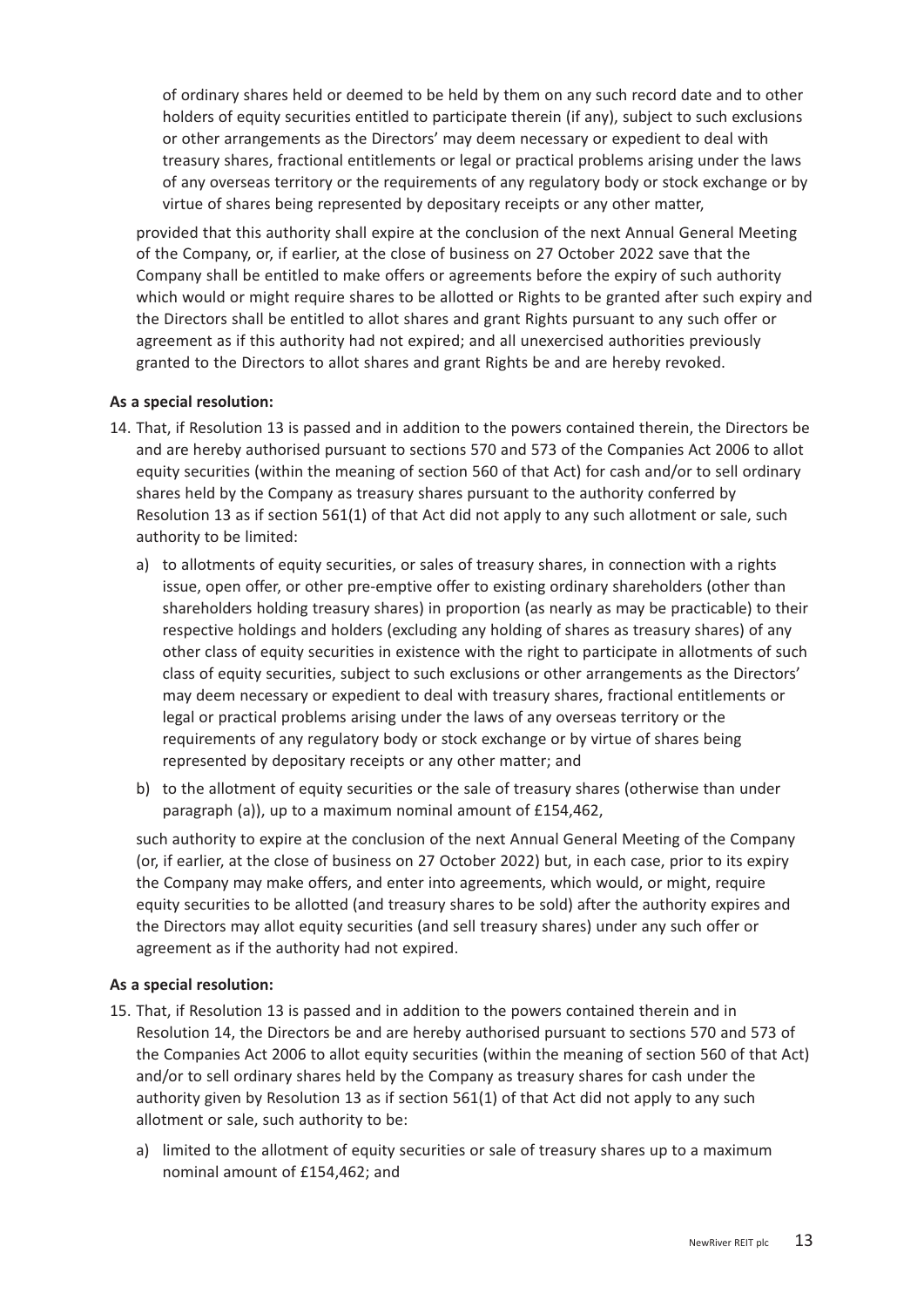of ordinary shares held or deemed to be held by them on any such record date and to other holders of equity securities entitled to participate therein (if any), subject to such exclusions or other arrangements as the Directors' may deem necessary or expedient to deal with treasury shares, fractional entitlements or legal or practical problems arising under the laws of any overseas territory or the requirements of any regulatory body or stock exchange or by virtue of shares being represented by depositary receipts or any other matter,

provided that this authority shall expire at the conclusion of the next Annual General Meeting of the Company, or, if earlier, at the close of business on 27 October 2022 save that the Company shall be entitled to make offers or agreements before the expiry of such authority which would or might require shares to be allotted or Rights to be granted after such expiry and the Directors shall be entitled to allot shares and grant Rights pursuant to any such offer or agreement as if this authority had not expired; and all unexercised authorities previously granted to the Directors to allot shares and grant Rights be and are hereby revoked.

**As a special resolution:**

14. That, if Resolution 13 is passed and in addition to the powers contained therein, the Directors be and are hereby authorised pursuant to sections 570 and 573 of the Companies Act 2006 to allot equity securities (within the meaning of section 560 of that Act) for cash and/or to sell ordinary shares held by the Company as treasury shares pursuant to the authority conferred by Resolution 13 as if section 561(1) of that Act did not apply to any such allotment or sale, such authority to be limited:

    a) to allotments of equity securities, or sales of treasury shares, in connection with a rights issue, open offer, or other pre-emptive offer to existing ordinary shareholders (other than shareholders holding treasury shares) in proportion (as nearly as may be practicable) to their respective holdings and holders (excluding any holding of shares as treasury shares) of any other class of equity securities in existence with the right to participate in allotments of such class of equity securities, subject to such exclusions or other arrangements as the Directors' may deem necessary or expedient to deal with treasury shares, fractional entitlements or legal or practical problems arising under the laws of any overseas territory or the requirements of any regulatory body or stock exchange or by virtue of shares being represented by depositary receipts or any other matter; and

    b) to the allotment of equity securities or the sale of treasury shares (otherwise than under paragraph (a)), up to a maximum nominal amount of £154,462,

    such authority to expire at the conclusion of the next Annual General Meeting of the Company (or, if earlier, at the close of business on 27 October 2022) but, in each case, prior to its expiry the Company may make offers, and enter into agreements, which would, or might, require equity securities to be allotted (and treasury shares to be sold) after the authority expires and the Directors may allot equity securities (and sell treasury shares) under any such offer or agreement as if the authority had not expired.

**As a special resolution:**

15. That, if Resolution 13 is passed and in addition to the powers contained therein and in Resolution 14, the Directors be and are hereby authorised pursuant to sections 570 and 573 of the Companies Act 2006 to allot equity securities (within the meaning of section 560 of that Act) and/or to sell ordinary shares held by the Company as treasury shares for cash under the authority given by Resolution 13 as if section 561(1) of that Act did not apply to any such allotment or sale, such authority to be:

    a) limited to the allotment of equity securities or sale of treasury shares up to a maximum nominal amount of £154,462; and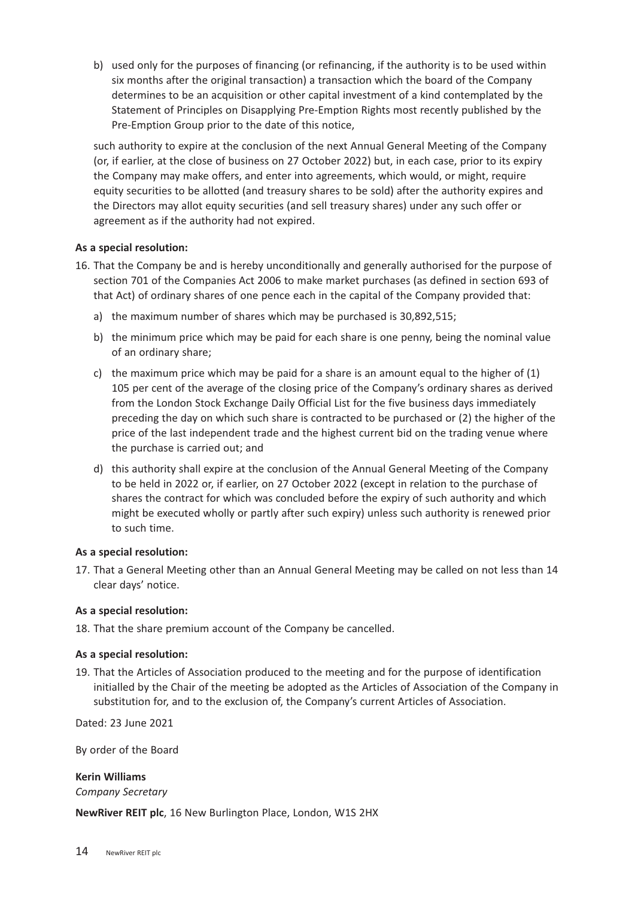b) used only for the purposes of financing (or refinancing, if the authority is to be used within six months after the original transaction) a transaction which the board of the Company determines to be an acquisition or other capital investment of a kind contemplated by the Statement of Principles on Disapplying Pre-Emption Rights most recently published by the Pre-Emption Group prior to the date of this notice,

such authority to expire at the conclusion of the next Annual General Meeting of the Company (or, if earlier, at the close of business on 27 October 2022) but, in each case, prior to its expiry the Company may make offers, and enter into agreements, which would, or might, require equity securities to be allotted (and treasury shares to be sold) after the authority expires and the Directors may allot equity securities (and sell treasury shares) under any such offer or agreement as if the authority had not expired.

**As a special resolution:**

16. That the Company be and is hereby unconditionally and generally authorised for the purpose of section 701 of the Companies Act 2006 to make market purchases (as defined in section 693 of that Act) of ordinary shares of one pence each in the capital of the Company provided that:
    a) the maximum number of shares which may be purchased is 30,892,515;
    b) the minimum price which may be paid for each share is one penny, being the nominal value of an ordinary share;
    c) the maximum price which may be paid for a share is an amount equal to the higher of (1) 105 per cent of the average of the closing price of the Company's ordinary shares as derived from the London Stock Exchange Daily Official List for the five business days immediately preceding the day on which such share is contracted to be purchased or (2) the higher of the price of the last independent trade and the highest current bid on the trading venue where the purchase is carried out; and
    d) this authority shall expire at the conclusion of the Annual General Meeting of the Company to be held in 2022 or, if earlier, on 27 October 2022 (except in relation to the purchase of shares the contract for which was concluded before the expiry of such authority and which might be executed wholly or partly after such expiry) unless such authority is renewed prior to such time.

**As a special resolution:**

17. That a General Meeting other than an Annual General Meeting may be called on not less than 14 clear days' notice.

**As a special resolution:**

18. That the share premium account of the Company be cancelled.

**As a special resolution:**

19. That the Articles of Association produced to the meeting and for the purpose of identification initialled by the Chair of the meeting be adopted as the Articles of Association of the Company in substitution for, and to the exclusion of, the Company's current Articles of Association.

Dated: 23 June 2021

By order of the Board

**Kerin Williams**
*Company Secretary*

**NewRiver REIT plc**, 16 New Burlington Place, London, W1S 2HX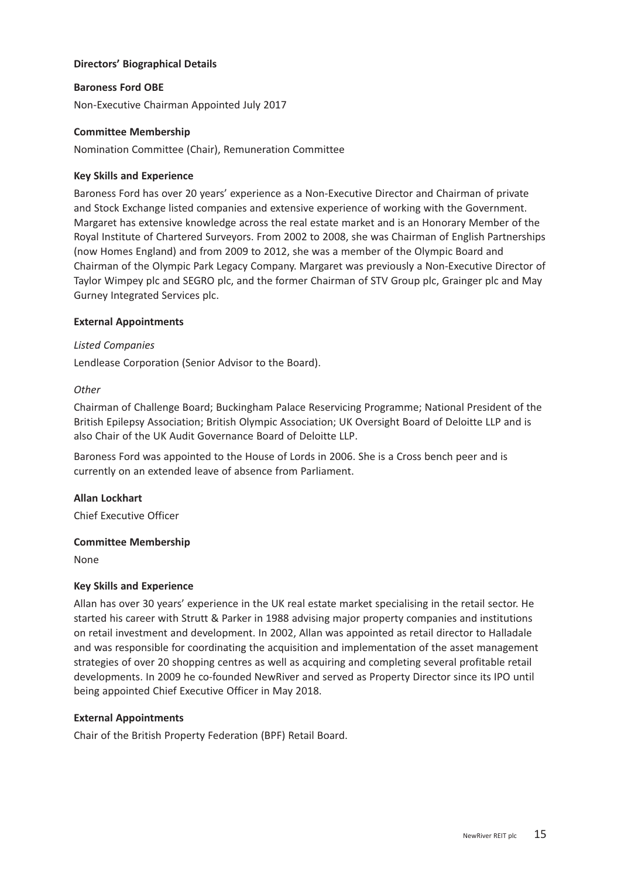## Directors' Biographical Details

### Baroness Ford OBE

Non-Executive Chairman Appointed July 2017

#### Committee Membership

Nomination Committee (Chair), Remuneration Committee

#### Key Skills and Experience

Baroness Ford has over 20 years' experience as a Non-Executive Director and Chairman of private and Stock Exchange listed companies and extensive experience of working with the Government. Margaret has extensive knowledge across the real estate market and is an Honorary Member of the Royal Institute of Chartered Surveyors. From 2002 to 2008, she was Chairman of English Partnerships (now Homes England) and from 2009 to 2012, she was a member of the Olympic Board and Chairman of the Olympic Park Legacy Company. Margaret was previously a Non-Executive Director of Taylor Wimpey plc and SEGRO plc, and the former Chairman of STV Group plc, Grainger plc and May Gurney Integrated Services plc.

#### External Appointments

*Listed Companies*

Lendlease Corporation (Senior Advisor to the Board).

*Other*

Chairman of Challenge Board; Buckingham Palace Reservicing Programme; National President of the British Epilepsy Association; British Olympic Association; UK Oversight Board of Deloitte LLP and is also Chair of the UK Audit Governance Board of Deloitte LLP.

Baroness Ford was appointed to the House of Lords in 2006. She is a Cross bench peer and is currently on an extended leave of absence from Parliament.

### Allan Lockhart

Chief Executive Officer

#### Committee Membership

None

#### Key Skills and Experience

Allan has over 30 years' experience in the UK real estate market specialising in the retail sector. He started his career with Strutt & Parker in 1988 advising major property companies and institutions on retail investment and development. In 2002, Allan was appointed as retail director to Halladale and was responsible for coordinating the acquisition and implementation of the asset management strategies of over 20 shopping centres as well as acquiring and completing several profitable retail developments. In 2009 he co-founded NewRiver and served as Property Director since its IPO until being appointed Chief Executive Officer in May 2018.

#### External Appointments

Chair of the British Property Federation (BPF) Retail Board.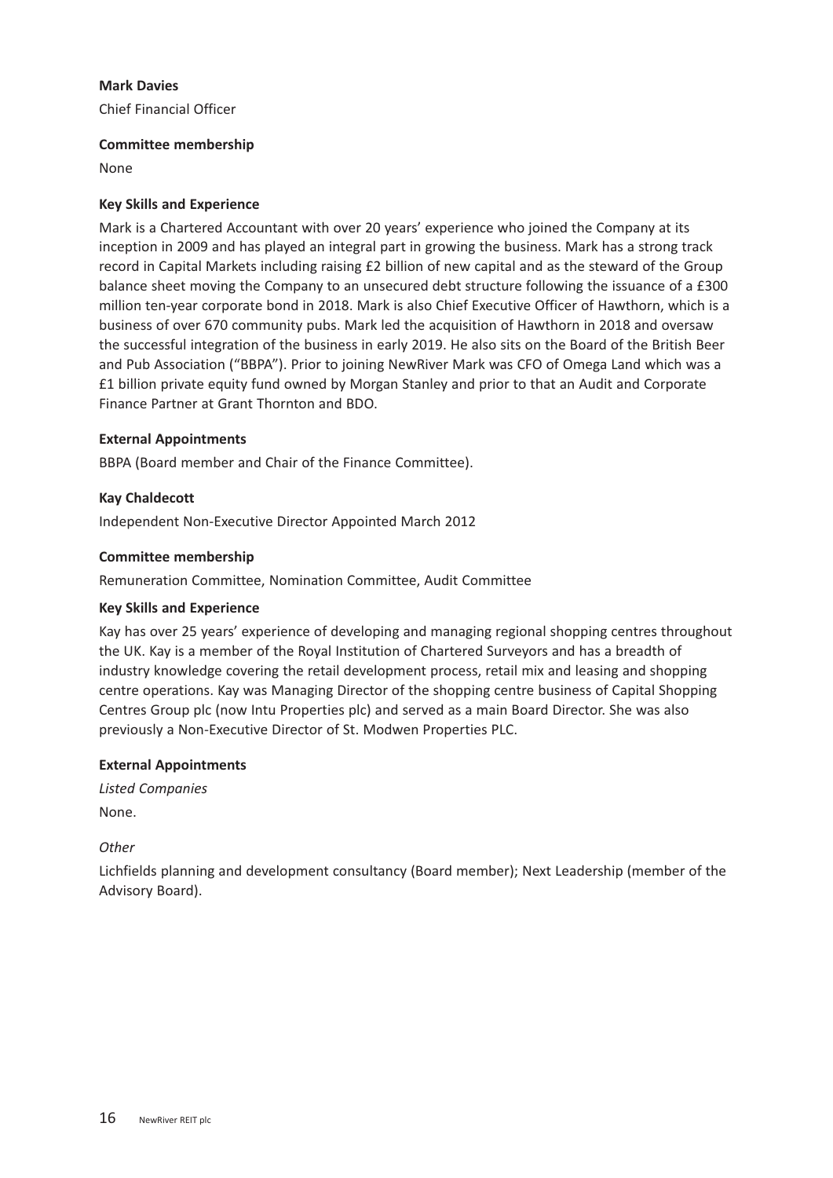**Mark Davies**

Chief Financial Officer

**Committee membership**

None

**Key Skills and Experience**

Mark is a Chartered Accountant with over 20 years' experience who joined the Company at its inception in 2009 and has played an integral part in growing the business. Mark has a strong track record in Capital Markets including raising £2 billion of new capital and as the steward of the Group balance sheet moving the Company to an unsecured debt structure following the issuance of a £300 million ten-year corporate bond in 2018. Mark is also Chief Executive Officer of Hawthorn, which is a business of over 670 community pubs. Mark led the acquisition of Hawthorn in 2018 and oversaw the successful integration of the business in early 2019. He also sits on the Board of the British Beer and Pub Association ("BBPA"). Prior to joining NewRiver Mark was CFO of Omega Land which was a £1 billion private equity fund owned by Morgan Stanley and prior to that an Audit and Corporate Finance Partner at Grant Thornton and BDO.

**External Appointments**

BBPA (Board member and Chair of the Finance Committee).

**Kay Chaldecott**

Independent Non-Executive Director Appointed March 2012

**Committee membership**

Remuneration Committee, Nomination Committee, Audit Committee

**Key Skills and Experience**

Kay has over 25 years' experience of developing and managing regional shopping centres throughout the UK. Kay is a member of the Royal Institution of Chartered Surveyors and has a breadth of industry knowledge covering the retail development process, retail mix and leasing and shopping centre operations. Kay was Managing Director of the shopping centre business of Capital Shopping Centres Group plc (now Intu Properties plc) and served as a main Board Director. She was also previously a Non-Executive Director of St. Modwen Properties PLC.

**External Appointments**

*Listed Companies*

None.

*Other*

Lichfields planning and development consultancy (Board member); Next Leadership (member of the Advisory Board).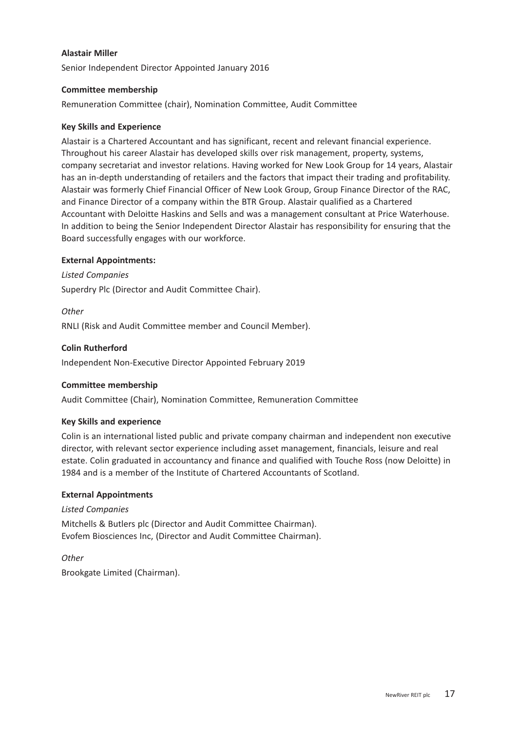### Alastair Miller

Senior Independent Director Appointed January 2016

**Committee membership**

Remuneration Committee (chair), Nomination Committee, Audit Committee

**Key Skills and Experience**

Alastair is a Chartered Accountant and has significant, recent and relevant financial experience. Throughout his career Alastair has developed skills over risk management, property, systems, company secretariat and investor relations. Having worked for New Look Group for 14 years, Alastair has an in-depth understanding of retailers and the factors that impact their trading and profitability. Alastair was formerly Chief Financial Officer of New Look Group, Group Finance Director of the RAC, and Finance Director of a company within the BTR Group. Alastair qualified as a Chartered Accountant with Deloitte Haskins and Sells and was a management consultant at Price Waterhouse. In addition to being the Senior Independent Director Alastair has responsibility for ensuring that the Board successfully engages with our workforce.

**External Appointments:**

*Listed Companies*

Superdry Plc (Director and Audit Committee Chair).

*Other*

RNLI (Risk and Audit Committee member and Council Member).

### Colin Rutherford

Independent Non-Executive Director Appointed February 2019

**Committee membership**

Audit Committee (Chair), Nomination Committee, Remuneration Committee

**Key Skills and experience**

Colin is an international listed public and private company chairman and independent non executive director, with relevant sector experience including asset management, financials, leisure and real estate. Colin graduated in accountancy and finance and qualified with Touche Ross (now Deloitte) in 1984 and is a member of the Institute of Chartered Accountants of Scotland.

**External Appointments**

*Listed Companies*

Mitchells & Butlers plc (Director and Audit Committee Chairman).
Evofem Biosciences Inc, (Director and Audit Committee Chairman).

*Other*

Brookgate Limited (Chairman).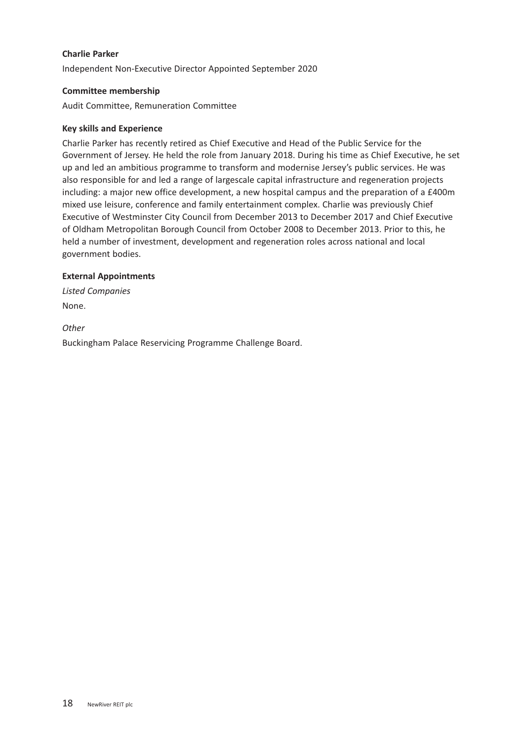**Charlie Parker**

Independent Non-Executive Director Appointed September 2020

**Committee membership**

Audit Committee, Remuneration Committee

**Key skills and Experience**

Charlie Parker has recently retired as Chief Executive and Head of the Public Service for the Government of Jersey. He held the role from January 2018. During his time as Chief Executive, he set up and led an ambitious programme to transform and modernise Jersey's public services. He was also responsible for and led a range of largescale capital infrastructure and regeneration projects including: a major new office development, a new hospital campus and the preparation of a £400m mixed use leisure, conference and family entertainment complex. Charlie was previously Chief Executive of Westminster City Council from December 2013 to December 2017 and Chief Executive of Oldham Metropolitan Borough Council from October 2008 to December 2013. Prior to this, he held a number of investment, development and regeneration roles across national and local government bodies.

**External Appointments**

*Listed Companies*

None.

*Other*

Buckingham Palace Reservicing Programme Challenge Board.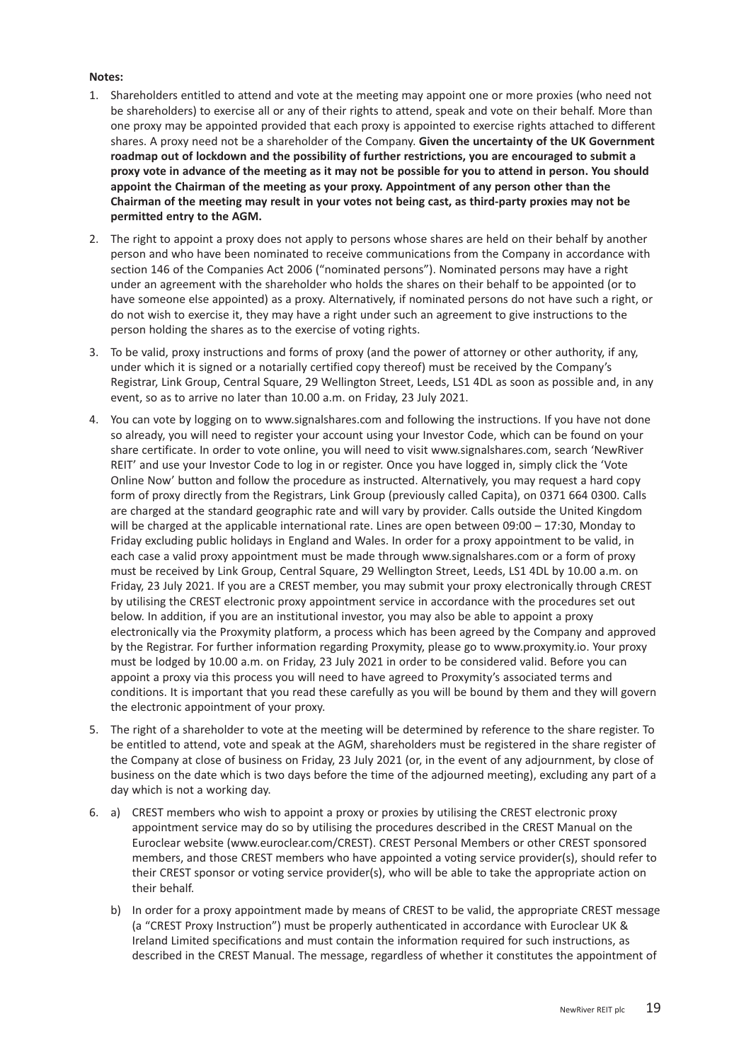**Notes:**

1. Shareholders entitled to attend and vote at the meeting may appoint one or more proxies (who need not be shareholders) to exercise all or any of their rights to attend, speak and vote on their behalf. More than one proxy may be appointed provided that each proxy is appointed to exercise rights attached to different shares. A proxy need not be a shareholder of the Company. **Given the uncertainty of the UK Government roadmap out of lockdown and the possibility of further restrictions, you are encouraged to submit a proxy vote in advance of the meeting as it may not be possible for you to attend in person. You should appoint the Chairman of the meeting as your proxy. Appointment of any person other than the Chairman of the meeting may result in your votes not being cast, as third-party proxies may not be permitted entry to the AGM.**

2. The right to appoint a proxy does not apply to persons whose shares are held on their behalf by another person and who have been nominated to receive communications from the Company in accordance with section 146 of the Companies Act 2006 ("nominated persons"). Nominated persons may have a right under an agreement with the shareholder who holds the shares on their behalf to be appointed (or to have someone else appointed) as a proxy. Alternatively, if nominated persons do not have such a right, or do not wish to exercise it, they may have a right under such an agreement to give instructions to the person holding the shares as to the exercise of voting rights.

3. To be valid, proxy instructions and forms of proxy (and the power of attorney or other authority, if any, under which it is signed or a notarially certified copy thereof) must be received by the Company's Registrar, Link Group, Central Square, 29 Wellington Street, Leeds, LS1 4DL as soon as possible and, in any event, so as to arrive no later than 10.00 a.m. on Friday, 23 July 2021.

4. You can vote by logging on to www.signalshares.com and following the instructions. If you have not done so already, you will need to register your account using your Investor Code, which can be found on your share certificate. In order to vote online, you will need to visit www.signalshares.com, search 'NewRiver REIT' and use your Investor Code to log in or register. Once you have logged in, simply click the 'Vote Online Now' button and follow the procedure as instructed. Alternatively, you may request a hard copy form of proxy directly from the Registrars, Link Group (previously called Capita), on 0371 664 0300. Calls are charged at the standard geographic rate and will vary by provider. Calls outside the United Kingdom will be charged at the applicable international rate. Lines are open between 09:00 – 17:30, Monday to Friday excluding public holidays in England and Wales. In order for a proxy appointment to be valid, in each case a valid proxy appointment must be made through www.signalshares.com or a form of proxy must be received by Link Group, Central Square, 29 Wellington Street, Leeds, LS1 4DL by 10.00 a.m. on Friday, 23 July 2021. If you are a CREST member, you may submit your proxy electronically through CREST by utilising the CREST electronic proxy appointment service in accordance with the procedures set out below. In addition, if you are an institutional investor, you may also be able to appoint a proxy electronically via the Proxymity platform, a process which has been agreed by the Company and approved by the Registrar. For further information regarding Proxymity, please go to www.proxymity.io. Your proxy must be lodged by 10.00 a.m. on Friday, 23 July 2021 in order to be considered valid. Before you can appoint a proxy via this process you will need to have agreed to Proxymity's associated terms and conditions. It is important that you read these carefully as you will be bound by them and they will govern the electronic appointment of your proxy.

5. The right of a shareholder to vote at the meeting will be determined by reference to the share register. To be entitled to attend, vote and speak at the AGM, shareholders must be registered in the share register of the Company at close of business on Friday, 23 July 2021 (or, in the event of any adjournment, by close of business on the date which is two days before the time of the adjourned meeting), excluding any part of a day which is not a working day.

6. a) CREST members who wish to appoint a proxy or proxies by utilising the CREST electronic proxy appointment service may do so by utilising the procedures described in the CREST Manual on the Euroclear website (www.euroclear.com/CREST). CREST Personal Members or other CREST sponsored members, and those CREST members who have appointed a voting service provider(s), should refer to their CREST sponsor or voting service provider(s), who will be able to take the appropriate action on their behalf.

   b) In order for a proxy appointment made by means of CREST to be valid, the appropriate CREST message (a "CREST Proxy Instruction") must be properly authenticated in accordance with Euroclear UK & Ireland Limited specifications and must contain the information required for such instructions, as described in the CREST Manual. The message, regardless of whether it constitutes the appointment of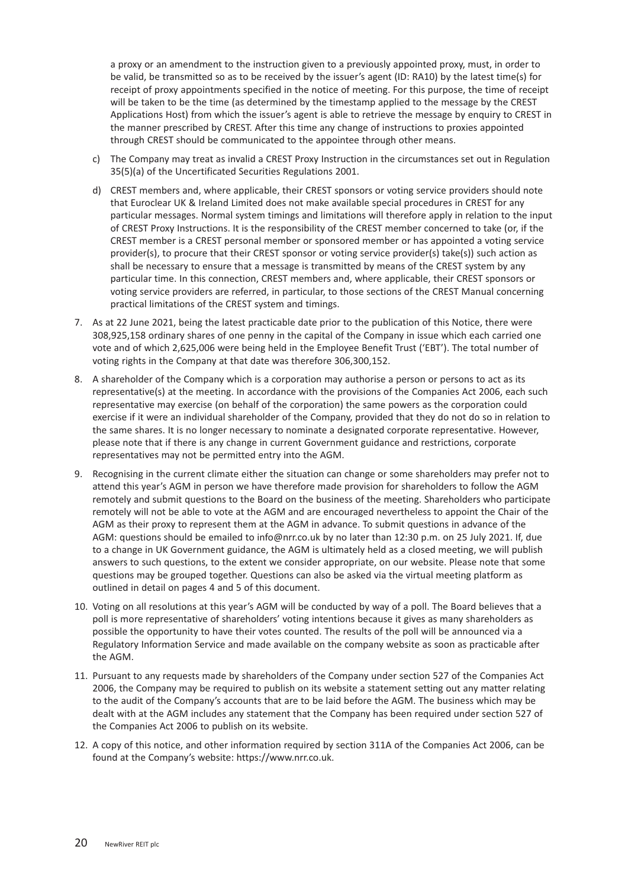a proxy or an amendment to the instruction given to a previously appointed proxy, must, in order to be valid, be transmitted so as to be received by the issuer's agent (ID: RA10) by the latest time(s) for receipt of proxy appointments specified in the notice of meeting. For this purpose, the time of receipt will be taken to be the time (as determined by the timestamp applied to the message by the CREST Applications Host) from which the issuer's agent is able to retrieve the message by enquiry to CREST in the manner prescribed by CREST. After this time any change of instructions to proxies appointed through CREST should be communicated to the appointee through other means.

c) The Company may treat as invalid a CREST Proxy Instruction in the circumstances set out in Regulation 35(5)(a) of the Uncertificated Securities Regulations 2001.

d) CREST members and, where applicable, their CREST sponsors or voting service providers should note that Euroclear UK & Ireland Limited does not make available special procedures in CREST for any particular messages. Normal system timings and limitations will therefore apply in relation to the input of CREST Proxy Instructions. It is the responsibility of the CREST member concerned to take (or, if the CREST member is a CREST personal member or sponsored member or has appointed a voting service provider(s), to procure that their CREST sponsor or voting service provider(s) take(s)) such action as shall be necessary to ensure that a message is transmitted by means of the CREST system by any particular time. In this connection, CREST members and, where applicable, their CREST sponsors or voting service providers are referred, in particular, to those sections of the CREST Manual concerning practical limitations of the CREST system and timings.

7. As at 22 June 2021, being the latest practicable date prior to the publication of this Notice, there were 308,925,158 ordinary shares of one penny in the capital of the Company in issue which each carried one vote and of which 2,625,006 were being held in the Employee Benefit Trust ('EBT'). The total number of voting rights in the Company at that date was therefore 306,300,152.

8. A shareholder of the Company which is a corporation may authorise a person or persons to act as its representative(s) at the meeting. In accordance with the provisions of the Companies Act 2006, each such representative may exercise (on behalf of the corporation) the same powers as the corporation could exercise if it were an individual shareholder of the Company, provided that they do not do so in relation to the same shares. It is no longer necessary to nominate a designated corporate representative. However, please note that if there is any change in current Government guidance and restrictions, corporate representatives may not be permitted entry into the AGM.

9. Recognising in the current climate either the situation can change or some shareholders may prefer not to attend this year's AGM in person we have therefore made provision for shareholders to follow the AGM remotely and submit questions to the Board on the business of the meeting. Shareholders who participate remotely will not be able to vote at the AGM and are encouraged nevertheless to appoint the Chair of the AGM as their proxy to represent them at the AGM in advance. To submit questions in advance of the AGM: questions should be emailed to info@nrr.co.uk by no later than 12:30 p.m. on 25 July 2021. If, due to a change in UK Government guidance, the AGM is ultimately held as a closed meeting, we will publish answers to such questions, to the extent we consider appropriate, on our website. Please note that some questions may be grouped together. Questions can also be asked via the virtual meeting platform as outlined in detail on pages 4 and 5 of this document.

10. Voting on all resolutions at this year's AGM will be conducted by way of a poll. The Board believes that a poll is more representative of shareholders' voting intentions because it gives as many shareholders as possible the opportunity to have their votes counted. The results of the poll will be announced via a Regulatory Information Service and made available on the company website as soon as practicable after the AGM.

11. Pursuant to any requests made by shareholders of the Company under section 527 of the Companies Act 2006, the Company may be required to publish on its website a statement setting out any matter relating to the audit of the Company's accounts that are to be laid before the AGM. The business which may be dealt with at the AGM includes any statement that the Company has been required under section 527 of the Companies Act 2006 to publish on its website.

12. A copy of this notice, and other information required by section 311A of the Companies Act 2006, can be found at the Company's website: https://www.nrr.co.uk.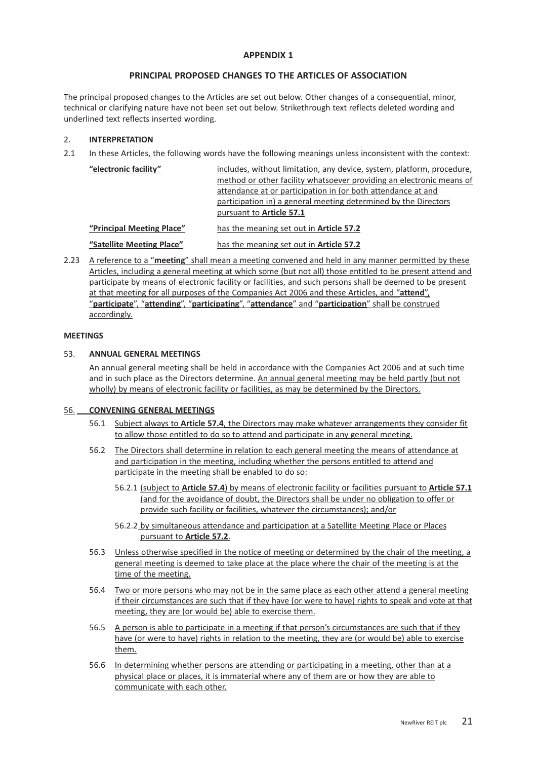**APPENDIX 1**

**PRINCIPAL PROPOSED CHANGES TO THE ARTICLES OF ASSOCIATION**

The principal proposed changes to the Articles are set out below. Other changes of a consequential, minor, technical or clarifying nature have not been set out below. Strikethrough text reflects deleted wording and underlined text reflects inserted wording.

2. **INTERPRETATION**

2.1 In these Articles, the following words have the following meanings unless inconsistent with the context:

| | |
|---|---|
| **"electronic facility"** | includes, without limitation, any device, system, platform, procedure, method or other facility whatsoever providing an electronic means of attendance at or participation in (or both attendance at and participation in) a general meeting determined by the Directors pursuant to **Article 57.1** |
| **"Principal Meeting Place"** | has the meaning set out in **Article 57.2** |
| **"Satellite Meeting Place"** | has the meaning set out in **Article 57.2** |

2.23 A reference to a "**meeting**" shall mean a meeting convened and held in any manner permitted by these Articles, including a general meeting at which some (but not all) those entitled to be present attend and participate by means of electronic facility or facilities, and such persons shall be deemed to be present at that meeting for all purposes of the Companies Act 2006 and these Articles, and "**attend**", "**participate**", "**attending**", "**participating**", "**attendance**" and "**participation**" shall be construed accordingly.

**MEETINGS**

53. **ANNUAL GENERAL MEETINGS**

An annual general meeting shall be held in accordance with the Companies Act 2006 and at such time and in such place as the Directors determine. An annual general meeting may be held partly (but not wholly) by means of electronic facility or facilities, as may be determined by the Directors.

56. **CONVENING GENERAL MEETINGS**

56.1 Subject always to **Article 57.4**, the Directors may make whatever arrangements they consider fit to allow those entitled to do so to attend and participate in any general meeting.

56.2 The Directors shall determine in relation to each general meeting the means of attendance at and participation in the meeting, including whether the persons entitled to attend and participate in the meeting shall be enabled to do so:

56.2.1 (subject to **Article 57.4**) by means of electronic facility or facilities pursuant to **Article 57.1** (and for the avoidance of doubt, the Directors shall be under no obligation to offer or provide such facility or facilities, whatever the circumstances); and/or

56.2.2 by simultaneous attendance and participation at a Satellite Meeting Place or Places pursuant to **Article 57.2**.

56.3 Unless otherwise specified in the notice of meeting or determined by the chair of the meeting, a general meeting is deemed to take place at the place where the chair of the meeting is at the time of the meeting.

56.4 Two or more persons who may not be in the same place as each other attend a general meeting if their circumstances are such that if they have (or were to have) rights to speak and vote at that meeting, they are (or would be) able to exercise them.

56.5 A person is able to participate in a meeting if that person's circumstances are such that if they have (or were to have) rights in relation to the meeting, they are (or would be) able to exercise them.

56.6 In determining whether persons are attending or participating in a meeting, other than at a physical place or places, it is immaterial where any of them are or how they are able to communicate with each other.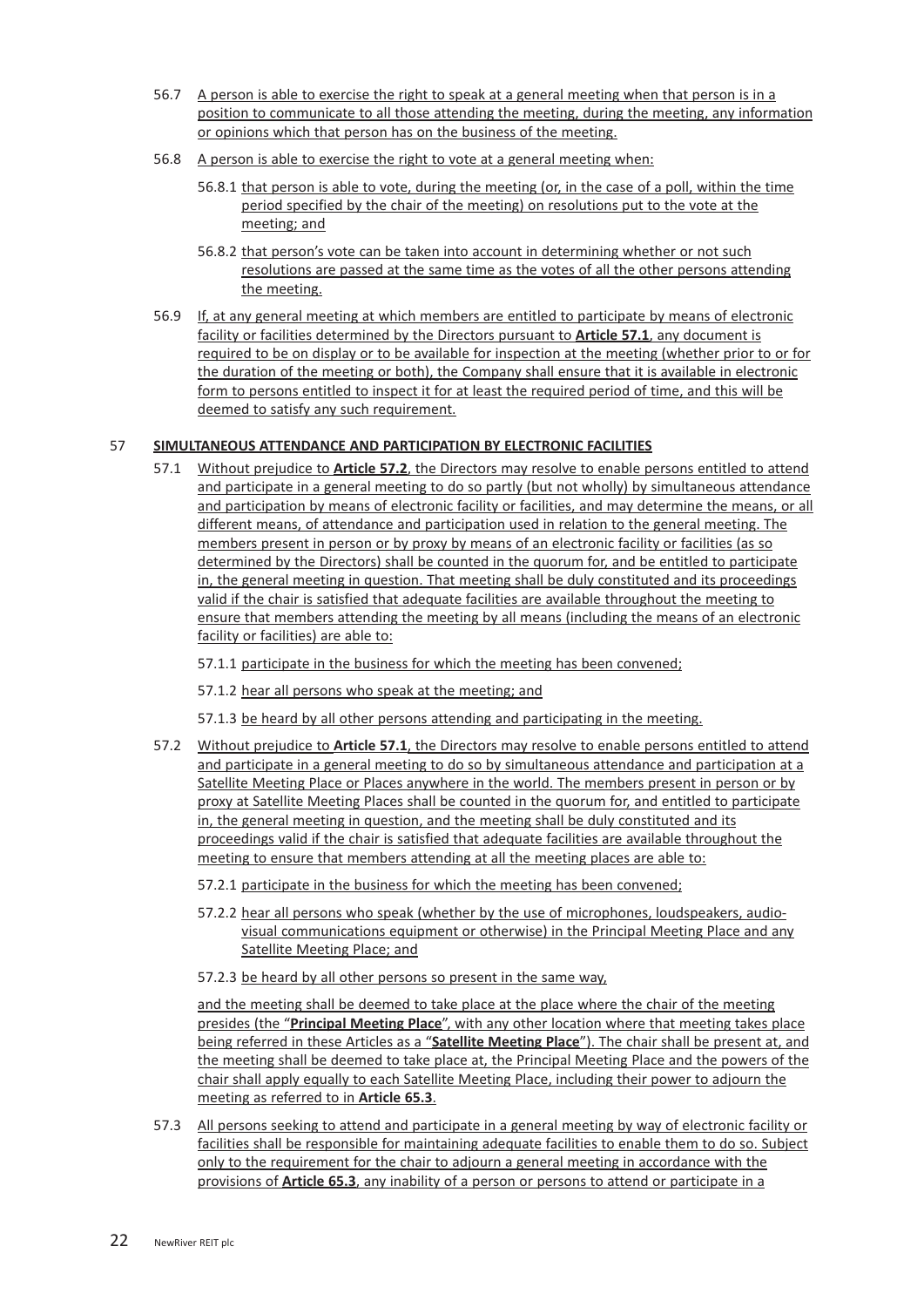56.7 A person is able to exercise the right to speak at a general meeting when that person is in a position to communicate to all those attending the meeting, during the meeting, any information or opinions which that person has on the business of the meeting.

56.8 A person is able to exercise the right to vote at a general meeting when:

56.8.1 that person is able to vote, during the meeting (or, in the case of a poll, within the time period specified by the chair of the meeting) on resolutions put to the vote at the meeting; and

56.8.2 that person's vote can be taken into account in determining whether or not such resolutions are passed at the same time as the votes of all the other persons attending the meeting.

56.9 If, at any general meeting at which members are entitled to participate by means of electronic facility or facilities determined by the Directors pursuant to **Article 57.1**, any document is required to be on display or to be available for inspection at the meeting (whether prior to or for the duration of the meeting or both), the Company shall ensure that it is available in electronic form to persons entitled to inspect it for at least the required period of time, and this will be deemed to satisfy any such requirement.

## 57 SIMULTANEOUS ATTENDANCE AND PARTICIPATION BY ELECTRONIC FACILITIES

57.1 Without prejudice to **Article 57.2**, the Directors may resolve to enable persons entitled to attend and participate in a general meeting to do so partly (but not wholly) by simultaneous attendance and participation by means of electronic facility or facilities, and may determine the means, or all different means, of attendance and participation used in relation to the general meeting. The members present in person or by proxy by means of an electronic facility or facilities (as so determined by the Directors) shall be counted in the quorum for, and be entitled to participate in, the general meeting in question. That meeting shall be duly constituted and its proceedings valid if the chair is satisfied that adequate facilities are available throughout the meeting to ensure that members attending the meeting by all means (including the means of an electronic facility or facilities) are able to:

57.1.1 participate in the business for which the meeting has been convened;

57.1.2 hear all persons who speak at the meeting; and

57.1.3 be heard by all other persons attending and participating in the meeting.

57.2 Without prejudice to **Article 57.1**, the Directors may resolve to enable persons entitled to attend and participate in a general meeting to do so by simultaneous attendance and participation at a Satellite Meeting Place or Places anywhere in the world. The members present in person or by proxy at Satellite Meeting Places shall be counted in the quorum for, and entitled to participate in, the general meeting in question, and the meeting shall be duly constituted and its proceedings valid if the chair is satisfied that adequate facilities are available throughout the meeting to ensure that members attending at all the meeting places are able to:

57.2.1 participate in the business for which the meeting has been convened;

57.2.2 hear all persons who speak (whether by the use of microphones, loudspeakers, audio-visual communications equipment or otherwise) in the Principal Meeting Place and any Satellite Meeting Place; and

57.2.3 be heard by all other persons so present in the same way,

and the meeting shall be deemed to take place at the place where the chair of the meeting presides (the "**Principal Meeting Place**", with any other location where that meeting takes place being referred in these Articles as a "**Satellite Meeting Place**"). The chair shall be present at, and the meeting shall be deemed to take place at, the Principal Meeting Place and the powers of the chair shall apply equally to each Satellite Meeting Place, including their power to adjourn the meeting as referred to in **Article 65.3**.

57.3 All persons seeking to attend and participate in a general meeting by way of electronic facility or facilities shall be responsible for maintaining adequate facilities to enable them to do so. Subject only to the requirement for the chair to adjourn a general meeting in accordance with the provisions of **Article 65.3**, any inability of a person or persons to attend or participate in a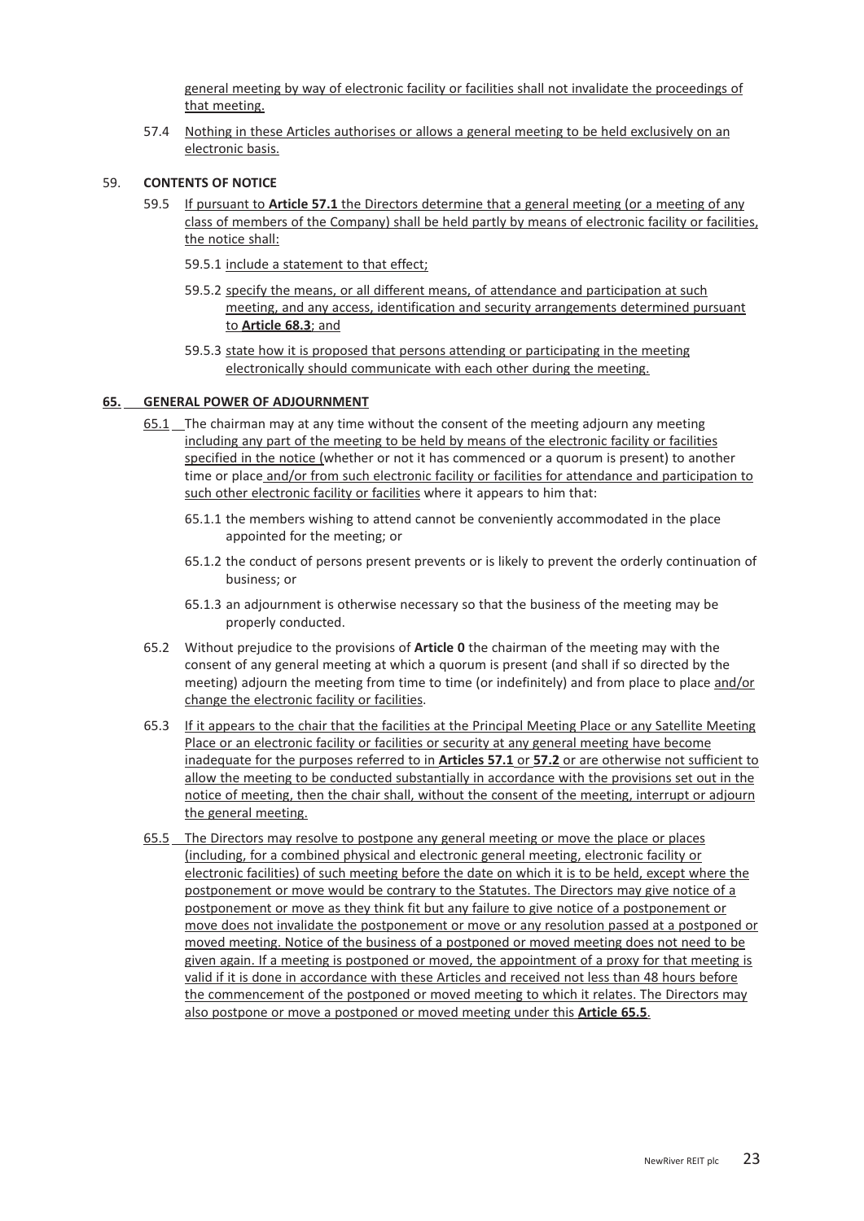general meeting by way of electronic facility or facilities shall not invalidate the proceedings of that meeting.

57.4 Nothing in these Articles authorises or allows a general meeting to be held exclusively on an electronic basis.

59. **CONTENTS OF NOTICE**

59.5 If pursuant to **Article 57.1** the Directors determine that a general meeting (or a meeting of any class of members of the Company) shall be held partly by means of electronic facility or facilities, the notice shall:

59.5.1 include a statement to that effect;

59.5.2 specify the means, or all different means, of attendance and participation at such meeting, and any access, identification and security arrangements determined pursuant to **Article 68.3**; and

59.5.3 state how it is proposed that persons attending or participating in the meeting electronically should communicate with each other during the meeting.

**65. GENERAL POWER OF ADJOURNMENT**

65.1 The chairman may at any time without the consent of the meeting adjourn any meeting including any part of the meeting to be held by means of the electronic facility or facilities specified in the notice (whether or not it has commenced or a quorum is present) to another time or place and/or from such electronic facility or facilities for attendance and participation to such other electronic facility or facilities where it appears to him that:

65.1.1 the members wishing to attend cannot be conveniently accommodated in the place appointed for the meeting; or

65.1.2 the conduct of persons present prevents or is likely to prevent the orderly continuation of business; or

65.1.3 an adjournment is otherwise necessary so that the business of the meeting may be properly conducted.

65.2 Without prejudice to the provisions of **Article 0** the chairman of the meeting may with the consent of any general meeting at which a quorum is present (and shall if so directed by the meeting) adjourn the meeting from time to time (or indefinitely) and from place to place and/or change the electronic facility or facilities.

65.3 If it appears to the chair that the facilities at the Principal Meeting Place or any Satellite Meeting Place or an electronic facility or facilities or security at any general meeting have become inadequate for the purposes referred to in **Articles 57.1** or **57.2** or are otherwise not sufficient to allow the meeting to be conducted substantially in accordance with the provisions set out in the notice of meeting, then the chair shall, without the consent of the meeting, interrupt or adjourn the general meeting.

65.5 The Directors may resolve to postpone any general meeting or move the place or places (including, for a combined physical and electronic general meeting, electronic facility or electronic facilities) of such meeting before the date on which it is to be held, except where the postponement or move would be contrary to the Statutes. The Directors may give notice of a postponement or move as they think fit but any failure to give notice of a postponement or move does not invalidate the postponement or move or any resolution passed at a postponed or moved meeting. Notice of the business of a postponed or moved meeting does not need to be given again. If a meeting is postponed or moved, the appointment of a proxy for that meeting is valid if it is done in accordance with these Articles and received not less than 48 hours before the commencement of the postponed or moved meeting to which it relates. The Directors may also postpone or move a postponed or moved meeting under this **Article 65.5**.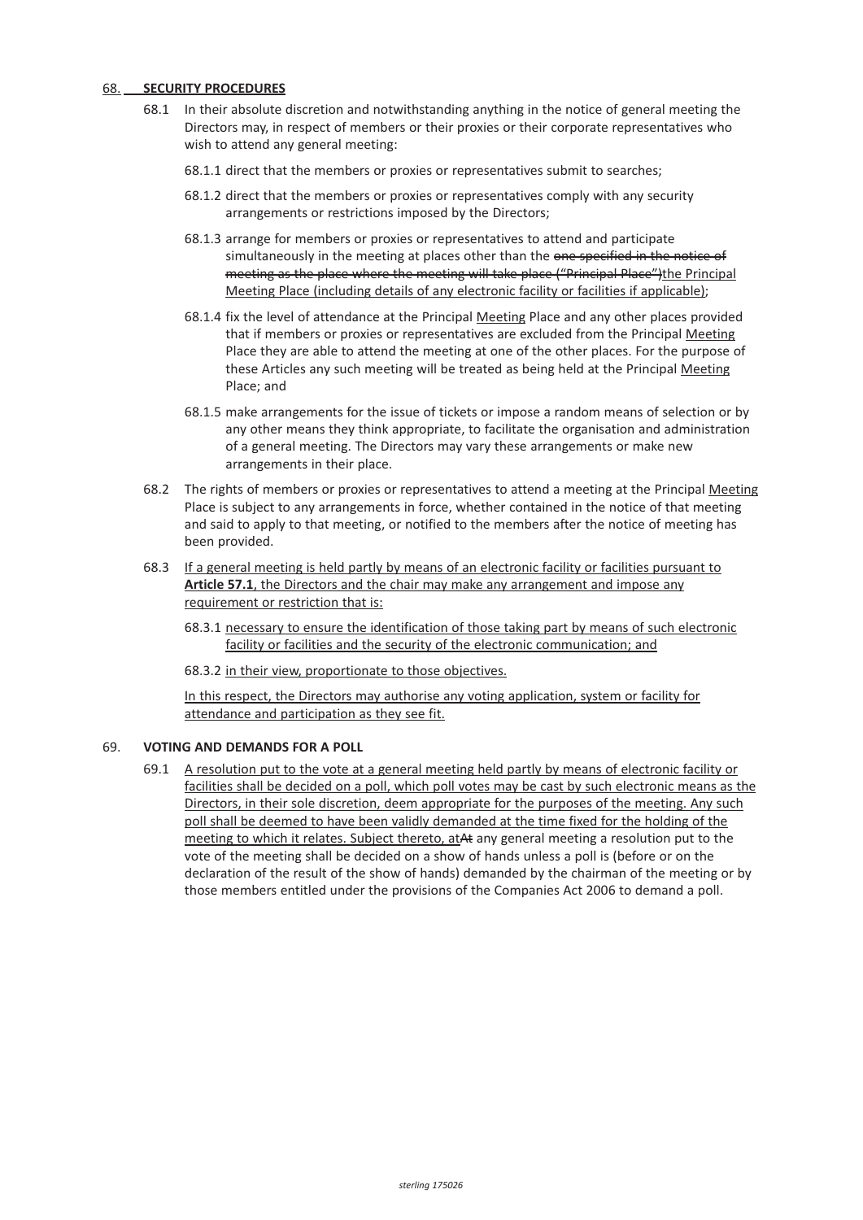## 68. SECURITY PROCEDURES

68.1 In their absolute discretion and notwithstanding anything in the notice of general meeting the Directors may, in respect of members or their proxies or their corporate representatives who wish to attend any general meeting:

68.1.1 direct that the members or proxies or representatives submit to searches;

68.1.2 direct that the members or proxies or representatives comply with any security arrangements or restrictions imposed by the Directors;

68.1.3 arrange for members or proxies or representatives to attend and participate simultaneously in the meeting at places other than the ~~one specified in the notice of meeting as the place where the meeting will take place ("Principal Place")~~the Principal Meeting Place (including details of any electronic facility or facilities if applicable);

68.1.4 fix the level of attendance at the Principal Meeting Place and any other places provided that if members or proxies or representatives are excluded from the Principal Meeting Place they are able to attend the meeting at one of the other places. For the purpose of these Articles any such meeting will be treated as being held at the Principal Meeting Place; and

68.1.5 make arrangements for the issue of tickets or impose a random means of selection or by any other means they think appropriate, to facilitate the organisation and administration of a general meeting. The Directors may vary these arrangements or make new arrangements in their place.

68.2 The rights of members or proxies or representatives to attend a meeting at the Principal Meeting Place is subject to any arrangements in force, whether contained in the notice of that meeting and said to apply to that meeting, or notified to the members after the notice of meeting has been provided.

68.3 If a general meeting is held partly by means of an electronic facility or facilities pursuant to **Article 57.1**, the Directors and the chair may make any arrangement and impose any requirement or restriction that is:

68.3.1 necessary to ensure the identification of those taking part by means of such electronic facility or facilities and the security of the electronic communication; and

68.3.2 in their view, proportionate to those objectives.

In this respect, the Directors may authorise any voting application, system or facility for attendance and participation as they see fit.

## 69. VOTING AND DEMANDS FOR A POLL

69.1 A resolution put to the vote at a general meeting held partly by means of electronic facility or facilities shall be decided on a poll, which poll votes may be cast by such electronic means as the Directors, in their sole discretion, deem appropriate for the purposes of the meeting. Any such poll shall be deemed to have been validly demanded at the time fixed for the holding of the meeting to which it relates. Subject thereto, at~~At~~ any general meeting a resolution put to the vote of the meeting shall be decided on a show of hands unless a poll is (before or on the declaration of the result of the show of hands) demanded by the chairman of the meeting or by those members entitled under the provisions of the Companies Act 2006 to demand a poll.